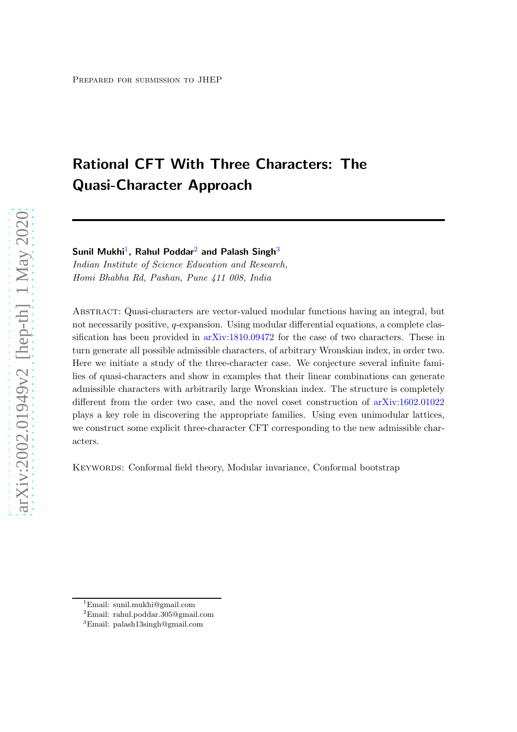Prepared for submission to JHEP

# Rational CFT With Three Characters: The Quasi-Character Approach

**Sunil Mukhi**[1]**, Rahul Poddar**[2] **and Palash Singh**[3]

*Indian Institute of Science Education and Research,*
*Homi Bhabha Rd, Pashan, Pune 411 008, India*

Abstract: Quasi-characters are vector-valued modular functions having an integral, but not necessarily positive, $q$-expansion. Using modular differential equations, a complete classification has been provided in arXiv:1810.09472 for the case of two characters. These in turn generate all possible admissible characters, of arbitrary Wronskian index, in order two. Here we initiate a study of the three-character case. We conjecture several infinite families of quasi-characters and show in examples that their linear combinations can generate admissible characters with arbitrarily large Wronskian index. The structure is completely different from the order two case, and the novel coset construction of arXiv:1602.01022 plays a key role in discovering the appropriate families. Using even unimodular lattices, we construct some explicit three-character CFT corresponding to the new admissible characters.

Keywords: Conformal field theory, Modular invariance, Conformal bootstrap

[1]Email: sunil.mukhi@gmail.com
[2]Email: rahul.poddar.305@gmail.com
[3]Email: palash13singh@gmail.com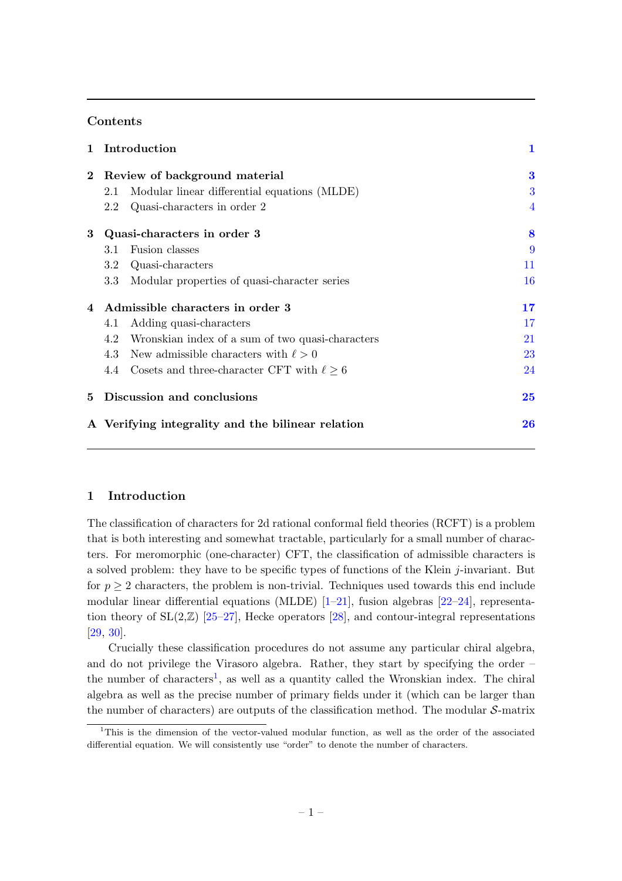## Contents

| | | |
|---|---|---|
| **1** | **Introduction** | **1** |
| **2** | **Review of background material** | **3** |
| | 2.1 Modular linear differential equations (MLDE) | 3 |
| | 2.2 Quasi-characters in order 2 | 4 |
| **3** | **Quasi-characters in order 3** | **8** |
| | 3.1 Fusion classes | 9 |
| | 3.2 Quasi-characters | 11 |
| | 3.3 Modular properties of quasi-character series | 16 |
| **4** | **Admissible characters in order 3** | **17** |
| | 4.1 Adding quasi-characters | 17 |
| | 4.2 Wronskian index of a sum of two quasi-characters | 21 |
| | 4.3 New admissible characters with $\ell > 0$ | 23 |
| | 4.4 Cosets and three-character CFT with $\ell \geq 6$ | 24 |
| **5** | **Discussion and conclusions** | **25** |
| **A** | **Verifying integrality and the bilinear relation** | **26** |

# 1 Introduction

The classification of characters for 2d rational conformal field theories (RCFT) is a problem that is both interesting and somewhat tractable, particularly for a small number of characters. For meromorphic (one-character) CFT, the classification of admissible characters is a solved problem: they have to be specific types of functions of the Klein $j$-invariant. But for $p \geq 2$ characters, the problem is non-trivial. Techniques used towards this end include modular linear differential equations (MLDE) [1–21], fusion algebras [22–24], representation theory of SL(2,$\mathbb{Z}$) [25–27], Hecke operators [28], and contour-integral representations [29, 30].

Crucially these classification procedures do not assume any particular chiral algebra, and do not privilege the Virasoro algebra. Rather, they start by specifying the order – the number of characters[1], as well as a quantity called the Wronskian index. The chiral algebra as well as the precise number of primary fields under it (which can be larger than the number of characters) are outputs of the classification method. The modular $\mathcal{S}$-matrix

[1]This is the dimension of the vector-valued modular function, as well as the order of the associated differential equation. We will consistently use "order" to denote the number of characters.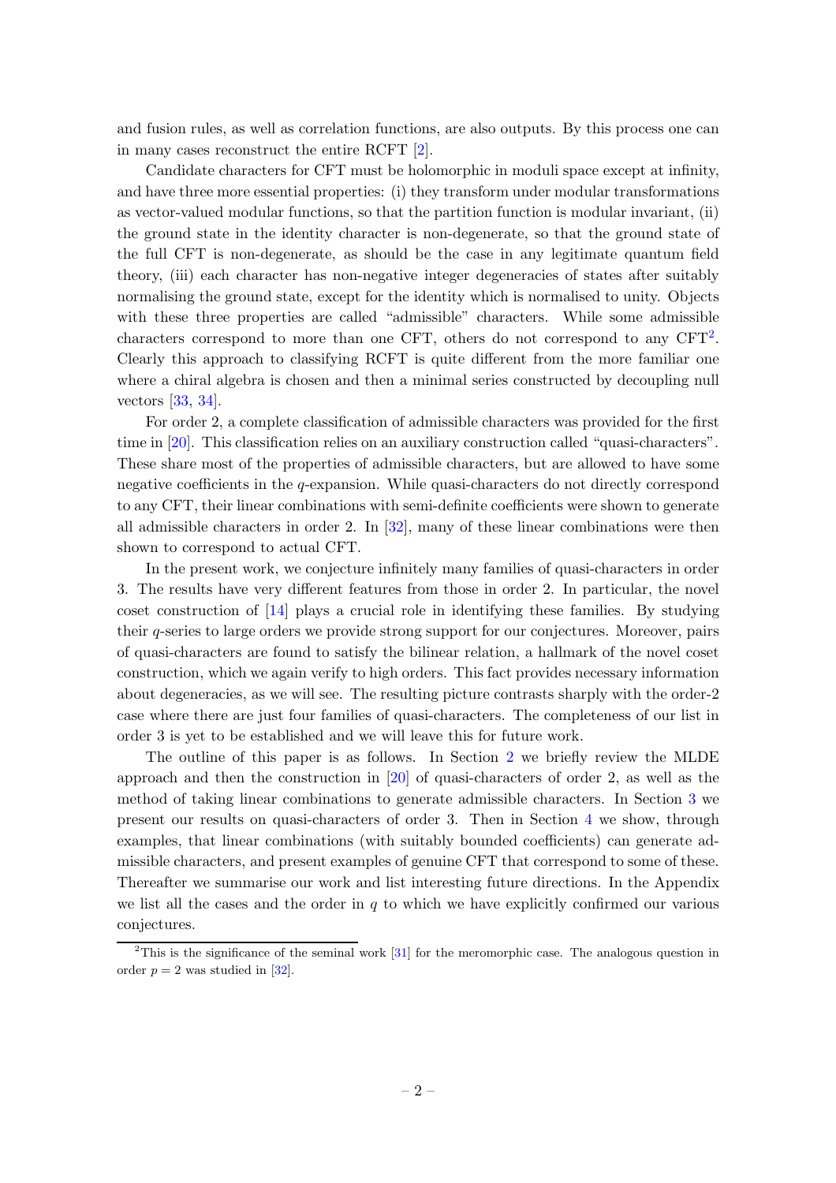and fusion rules, as well as correlation functions, are also outputs. By this process one can in many cases reconstruct the entire RCFT [2].

Candidate characters for CFT must be holomorphic in moduli space except at infinity, and have three more essential properties: (i) they transform under modular transformations as vector-valued modular functions, so that the partition function is modular invariant, (ii) the ground state in the identity character is non-degenerate, so that the ground state of the full CFT is non-degenerate, as should be the case in any legitimate quantum field theory, (iii) each character has non-negative integer degeneracies of states after suitably normalising the ground state, except for the identity which is normalised to unity. Objects with these three properties are called "admissible" characters. While some admissible characters correspond to more than one CFT, others do not correspond to any CFT[2]. Clearly this approach to classifying RCFT is quite different from the more familiar one where a chiral algebra is chosen and then a minimal series constructed by decoupling null vectors [33, 34].

For order 2, a complete classification of admissible characters was provided for the first time in [20]. This classification relies on an auxiliary construction called "quasi-characters". These share most of the properties of admissible characters, but are allowed to have some negative coefficients in the $q$-expansion. While quasi-characters do not directly correspond to any CFT, their linear combinations with semi-definite coefficients were shown to generate all admissible characters in order 2. In [32], many of these linear combinations were then shown to correspond to actual CFT.

In the present work, we conjecture infinitely many families of quasi-characters in order 3. The results have very different features from those in order 2. In particular, the novel coset construction of [14] plays a crucial role in identifying these families. By studying their $q$-series to large orders we provide strong support for our conjectures. Moreover, pairs of quasi-characters are found to satisfy the bilinear relation, a hallmark of the novel coset construction, which we again verify to high orders. This fact provides necessary information about degeneracies, as we will see. The resulting picture contrasts sharply with the order-2 case where there are just four families of quasi-characters. The completeness of our list in order 3 is yet to be established and we will leave this for future work.

The outline of this paper is as follows. In Section 2 we briefly review the MLDE approach and then the construction in [20] of quasi-characters of order 2, as well as the method of taking linear combinations to generate admissible characters. In Section 3 we present our results on quasi-characters of order 3. Then in Section 4 we show, through examples, that linear combinations (with suitably bounded coefficients) can generate admissible characters, and present examples of genuine CFT that correspond to some of these. Thereafter we summarise our work and list interesting future directions. In the Appendix we list all the cases and the order in $q$ to which we have explicitly confirmed our various conjectures.

[2]This is the significance of the seminal work [31] for the meromorphic case. The analogous question in order $p = 2$ was studied in [32].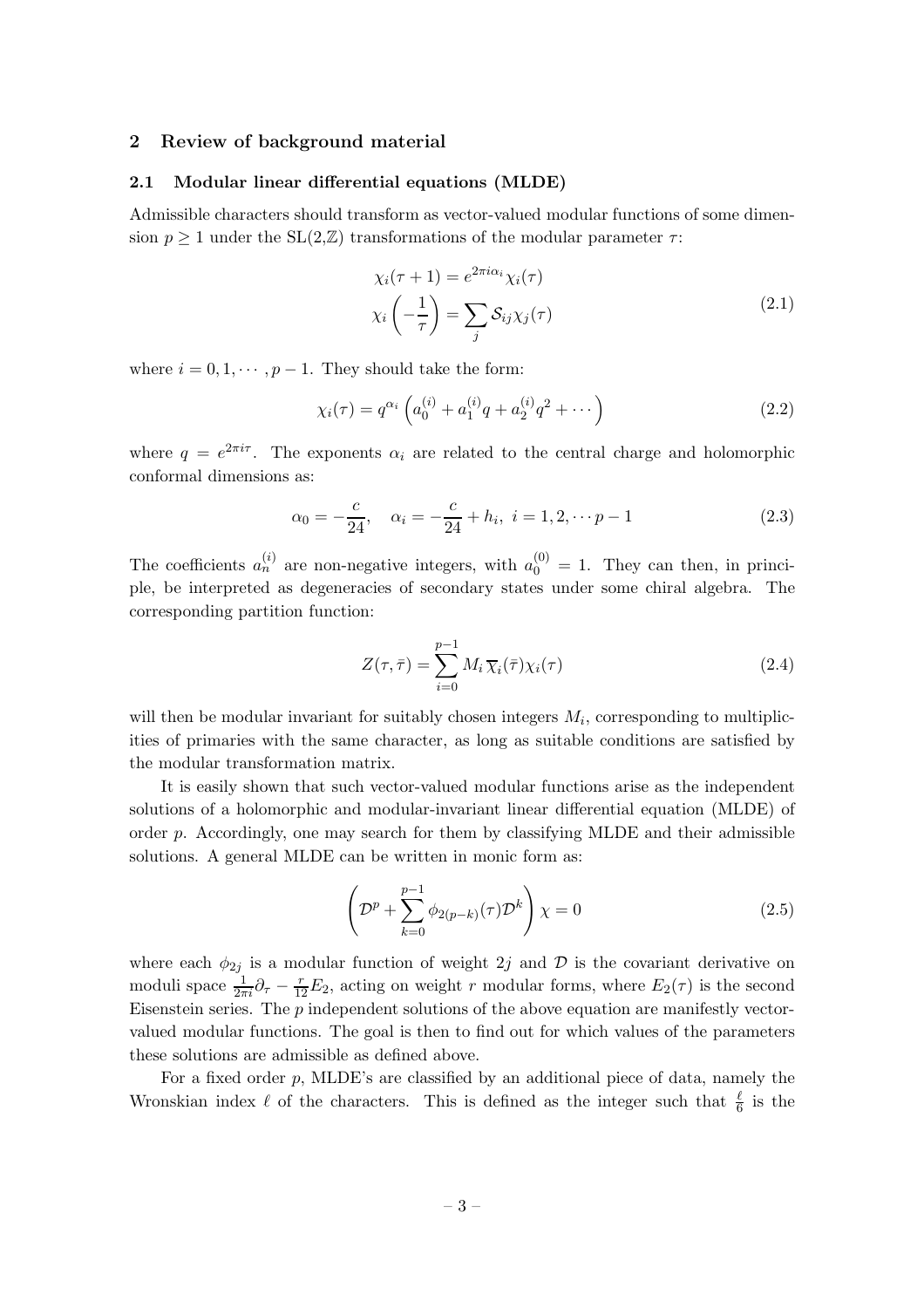## 2 Review of background material

### 2.1 Modular linear differential equations (MLDE)

Admissible characters should transform as vector-valued modular functions of some dimension $p \geq 1$ under the SL(2,$\mathbb{Z}$) transformations of the modular parameter $\tau$:

$$
\begin{aligned}
\chi_i(\tau+1) &= e^{2\pi i \alpha_i}\chi_i(\tau) \\
\chi_i\left(-\frac{1}{\tau}\right) &= \sum_j \mathcal{S}_{ij}\chi_j(\tau)
\end{aligned}
\tag{2.1}
$$

where $i = 0, 1, \cdots, p-1$. They should take the form:

$$
\chi_i(\tau) = q^{\alpha_i}\left(a_0^{(i)} + a_1^{(i)} q + a_2^{(i)} q^2 + \cdots\right) \tag{2.2}
$$

where $q = e^{2\pi i \tau}$. The exponents $\alpha_i$ are related to the central charge and holomorphic conformal dimensions as:

$$
\alpha_0 = -\frac{c}{24}, \quad \alpha_i = -\frac{c}{24} + h_i, \ i = 1, 2, \cdots p-1 \tag{2.3}
$$

The coefficients $a_n^{(i)}$ are non-negative integers, with $a_0^{(0)} = 1$. They can then, in principle, be interpreted as degeneracies of secondary states under some chiral algebra. The corresponding partition function:

$$
Z(\tau, \bar{\tau}) = \sum_{i=0}^{p-1} M_i \, \overline{\chi}_i(\bar{\tau})\chi_i(\tau) \tag{2.4}
$$

will then be modular invariant for suitably chosen integers $M_i$, corresponding to multiplicities of primaries with the same character, as long as suitable conditions are satisfied by the modular transformation matrix.

It is easily shown that such vector-valued modular functions arise as the independent solutions of a holomorphic and modular-invariant linear differential equation (MLDE) of order $p$. Accordingly, one may search for them by classifying MLDE and their admissible solutions. A general MLDE can be written in monic form as:

$$
\left(\mathcal{D}^p + \sum_{k=0}^{p-1} \phi_{2(p-k)}(\tau)\mathcal{D}^k\right)\chi = 0 \tag{2.5}
$$

where each $\phi_{2j}$ is a modular function of weight $2j$ and $\mathcal{D}$ is the covariant derivative on moduli space $\frac{1}{2\pi i}\partial_\tau - \frac{r}{12}E_2$, acting on weight $r$ modular forms, where $E_2(\tau)$ is the second Eisenstein series. The $p$ independent solutions of the above equation are manifestly vector-valued modular functions. The goal is then to find out for which values of the parameters these solutions are admissible as defined above.

For a fixed order $p$, MLDE's are classified by an additional piece of data, namely the Wronskian index $\ell$ of the characters. This is defined as the integer such that $\frac{\ell}{6}$ is the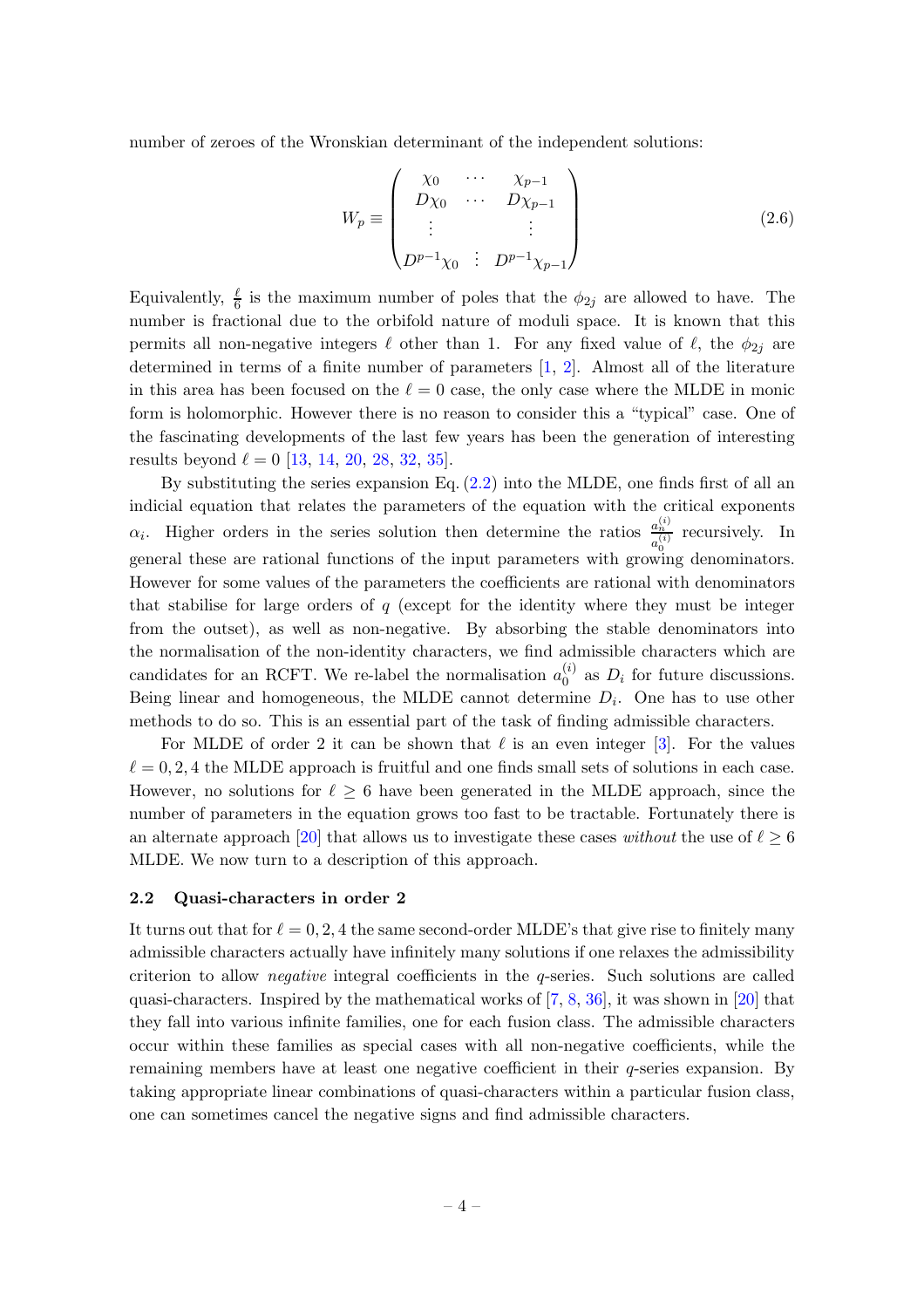number of zeroes of the Wronskian determinant of the independent solutions:

$$
W_p \equiv \begin{pmatrix} \chi_0 & \cdots & \chi_{p-1} \\ D\chi_0 & \cdots & D\chi_{p-1} \\ \vdots & & \vdots \\ D^{p-1}\chi_0 & \vdots & D^{p-1}\chi_{p-1} \end{pmatrix} \tag{2.6}
$$

Equivalently, $\frac{\ell}{6}$ is the maximum number of poles that the $\phi_{2j}$ are allowed to have. The number is fractional due to the orbifold nature of moduli space. It is known that this permits all non-negative integers $\ell$ other than 1. For any fixed value of $\ell$, the $\phi_{2j}$ are determined in terms of a finite number of parameters [1, 2]. Almost all of the literature in this area has been focused on the $\ell = 0$ case, the only case where the MLDE in monic form is holomorphic. However there is no reason to consider this a "typical" case. One of the fascinating developments of the last few years has been the generation of interesting results beyond $\ell = 0$ [13, 14, 20, 28, 32, 35].

By substituting the series expansion Eq. (2.2) into the MLDE, one finds first of all an indicial equation that relates the parameters of the equation with the critical exponents $\alpha_i$. Higher orders in the series solution then determine the ratios $\frac{a_n^{(i)}}{a_0^{(i)}}$ recursively. In general these are rational functions of the input parameters with growing denominators. However for some values of the parameters the coefficients are rational with denominators that stabilise for large orders of $q$ (except for the identity where they must be integer from the outset), as well as non-negative. By absorbing the stable denominators into the normalisation of the non-identity characters, we find admissible characters which are candidates for an RCFT. We re-label the normalisation $a_0^{(i)}$ as $D_i$ for future discussions. Being linear and homogeneous, the MLDE cannot determine $D_i$. One has to use other methods to do so. This is an essential part of the task of finding admissible characters.

For MLDE of order 2 it can be shown that $\ell$ is an even integer [3]. For the values $\ell = 0, 2, 4$ the MLDE approach is fruitful and one finds small sets of solutions in each case. However, no solutions for $\ell \geq 6$ have been generated in the MLDE approach, since the number of parameters in the equation grows too fast to be tractable. Fortunately there is an alternate approach [20] that allows us to investigate these cases *without* the use of $\ell \geq 6$ MLDE. We now turn to a description of this approach.

### 2.2 Quasi-characters in order 2

It turns out that for $\ell = 0, 2, 4$ the same second-order MLDE's that give rise to finitely many admissible characters actually have infinitely many solutions if one relaxes the admissibility criterion to allow *negative* integral coefficients in the $q$-series. Such solutions are called quasi-characters. Inspired by the mathematical works of [7, 8, 36], it was shown in [20] that they fall into various infinite families, one for each fusion class. The admissible characters occur within these families as special cases with all non-negative coefficients, while the remaining members have at least one negative coefficient in their $q$-series expansion. By taking appropriate linear combinations of quasi-characters within a particular fusion class, one can sometimes cancel the negative signs and find admissible characters.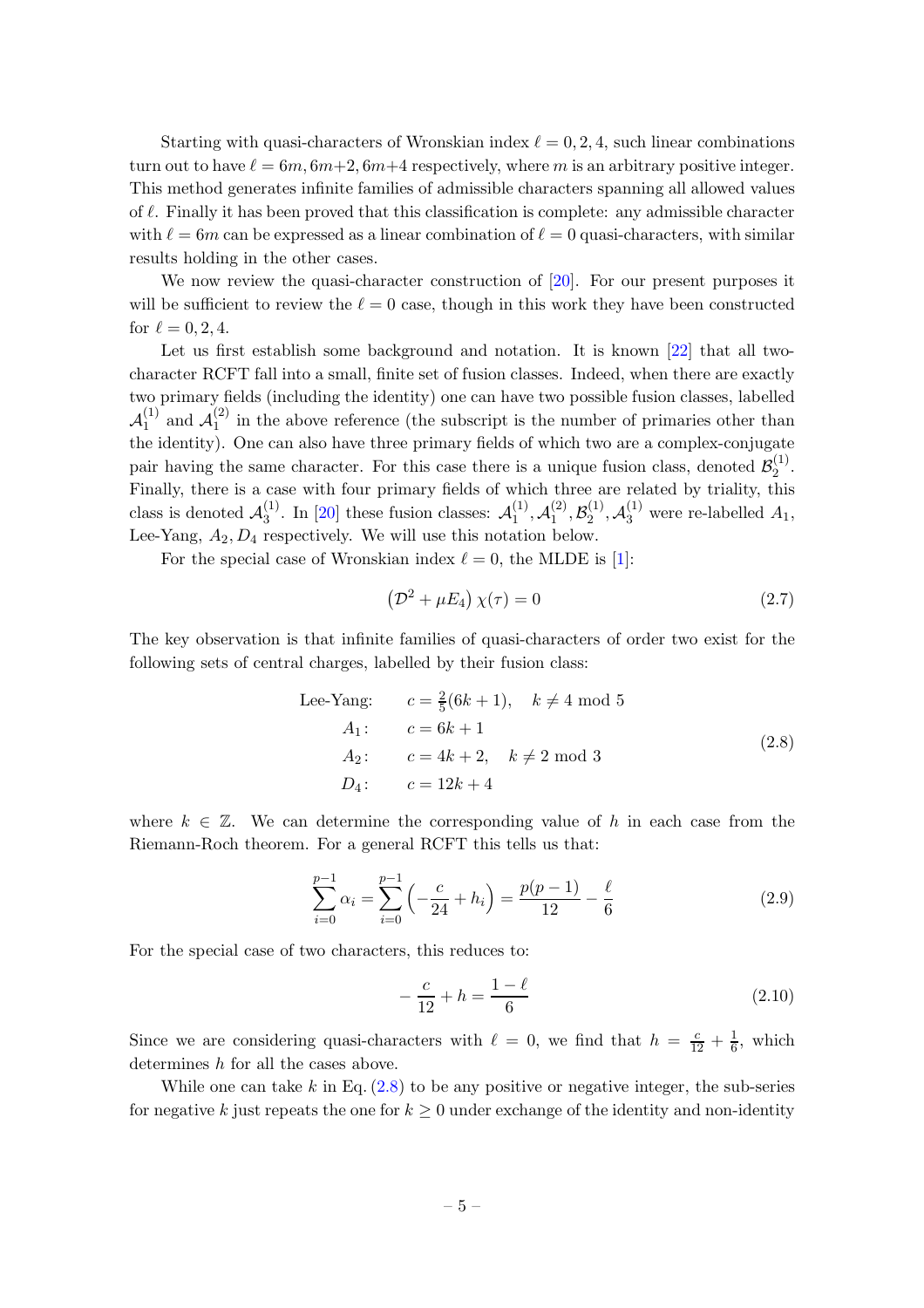Starting with quasi-characters of Wronskian index $\ell = 0, 2, 4$, such linear combinations turn out to have $\ell = 6m, 6m+2, 6m+4$ respectively, where $m$ is an arbitrary positive integer. This method generates infinite families of admissible characters spanning all allowed values of $\ell$. Finally it has been proved that this classification is complete: any admissible character with $\ell = 6m$ can be expressed as a linear combination of $\ell = 0$ quasi-characters, with similar results holding in the other cases.

We now review the quasi-character construction of [20]. For our present purposes it will be sufficient to review the $\ell = 0$ case, though in this work they have been constructed for $\ell = 0, 2, 4$.

Let us first establish some background and notation. It is known [22] that all two-character RCFT fall into a small, finite set of fusion classes. Indeed, when there are exactly two primary fields (including the identity) one can have two possible fusion classes, labelled $\mathcal{A}_1^{(1)}$ and $\mathcal{A}_1^{(2)}$ in the above reference (the subscript is the number of primaries other than the identity). One can also have three primary fields of which two are a complex-conjugate pair having the same character. For this case there is a unique fusion class, denoted $\mathcal{B}_2^{(1)}$. Finally, there is a case with four primary fields of which three are related by triality, this class is denoted $\mathcal{A}_3^{(1)}$. In [20] these fusion classes: $\mathcal{A}_1^{(1)}, \mathcal{A}_1^{(2)}, \mathcal{B}_2^{(1)}, \mathcal{A}_3^{(1)}$ were re-labelled $A_1$, Lee-Yang, $A_2, D_4$ respectively. We will use this notation below.

For the special case of Wronskian index $\ell = 0$, the MLDE is [1]:

$$\left(\mathcal{D}^2 + \mu E_4\right)\chi(\tau) = 0 \tag{2.7}$$

The key observation is that infinite families of quasi-characters of order two exist for the following sets of central charges, labelled by their fusion class:

$$\begin{aligned}
\text{Lee-Yang:} \qquad & c = \tfrac{2}{5}(6k+1), \quad k \neq 4 \bmod 5 \\
A_1\text{:} \qquad & c = 6k+1 \\
A_2\text{:} \qquad & c = 4k+2, \quad k \neq 2 \bmod 3 \\
D_4\text{:} \qquad & c = 12k+4
\end{aligned} \tag{2.8}$$

where $k \in \mathbb{Z}$. We can determine the corresponding value of $h$ in each case from the Riemann-Roch theorem. For a general RCFT this tells us that:

$$\sum_{i=0}^{p-1} \alpha_i = \sum_{i=0}^{p-1}\left(-\frac{c}{24} + h_i\right) = \frac{p(p-1)}{12} - \frac{\ell}{6} \tag{2.9}$$

For the special case of two characters, this reduces to:

$$-\frac{c}{12} + h = \frac{1-\ell}{6} \tag{2.10}$$

Since we are considering quasi-characters with $\ell = 0$, we find that $h = \frac{c}{12} + \frac{1}{6}$, which determines $h$ for all the cases above.

While one can take $k$ in Eq. (2.8) to be any positive or negative integer, the sub-series for negative $k$ just repeats the one for $k \geq 0$ under exchange of the identity and non-identity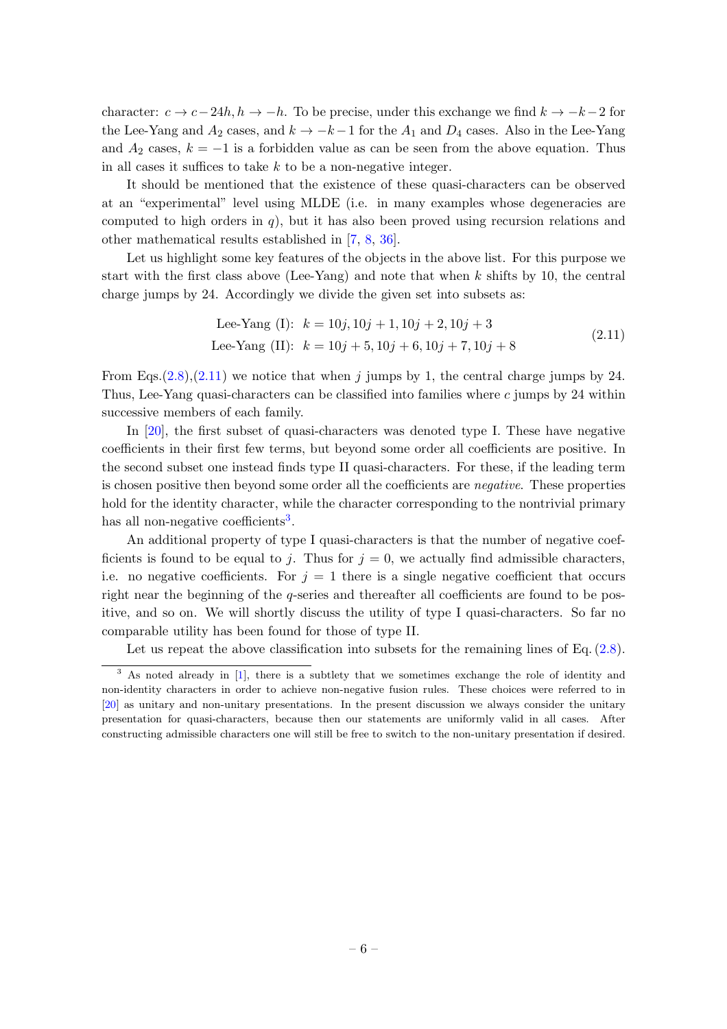character: $c \to c - 24h, h \to -h$. To be precise, under this exchange we find $k \to -k-2$ for the Lee-Yang and $A_2$ cases, and $k \to -k-1$ for the $A_1$ and $D_4$ cases. Also in the Lee-Yang and $A_2$ cases, $k = -1$ is a forbidden value as can be seen from the above equation. Thus in all cases it suffices to take $k$ to be a non-negative integer.

It should be mentioned that the existence of these quasi-characters can be observed at an "experimental" level using MLDE (i.e. in many examples whose degeneracies are computed to high orders in $q$), but it has also been proved using recursion relations and other mathematical results established in [7, 8, 36].

Let us highlight some key features of the objects in the above list. For this purpose we start with the first class above (Lee-Yang) and note that when $k$ shifts by 10, the central charge jumps by 24. Accordingly we divide the given set into subsets as:

$$
\begin{aligned}
\text{Lee-Yang (I):} \;\; & k = 10j, 10j+1, 10j+2, 10j+3 \\
\text{Lee-Yang (II):} \;\; & k = 10j+5, 10j+6, 10j+7, 10j+8
\end{aligned}
\tag{2.11}
$$

From Eqs.(2.8),(2.11) we notice that when $j$ jumps by 1, the central charge jumps by 24. Thus, Lee-Yang quasi-characters can be classified into families where $c$ jumps by 24 within successive members of each family.

In [20], the first subset of quasi-characters was denoted type I. These have negative coefficients in their first few terms, but beyond some order all coefficients are positive. In the second subset one instead finds type II quasi-characters. For these, if the leading term is chosen positive then beyond some order all the coefficients are *negative*. These properties hold for the identity character, while the character corresponding to the nontrivial primary has all non-negative coefficients[3].

An additional property of type I quasi-characters is that the number of negative coefficients is found to be equal to $j$. Thus for $j = 0$, we actually find admissible characters, i.e. no negative coefficients. For $j = 1$ there is a single negative coefficient that occurs right near the beginning of the $q$-series and thereafter all coefficients are found to be positive, and so on. We will shortly discuss the utility of type I quasi-characters. So far no comparable utility has been found for those of type II.

Let us repeat the above classification into subsets for the remaining lines of Eq. (2.8).

[3] As noted already in [1], there is a subtlety that we sometimes exchange the role of identity and non-identity characters in order to achieve non-negative fusion rules. These choices were referred to in [20] as unitary and non-unitary presentations. In the present discussion we always consider the unitary presentation for quasi-characters, because then our statements are uniformly valid in all cases. After constructing admissible characters one will still be free to switch to the non-unitary presentation if desired.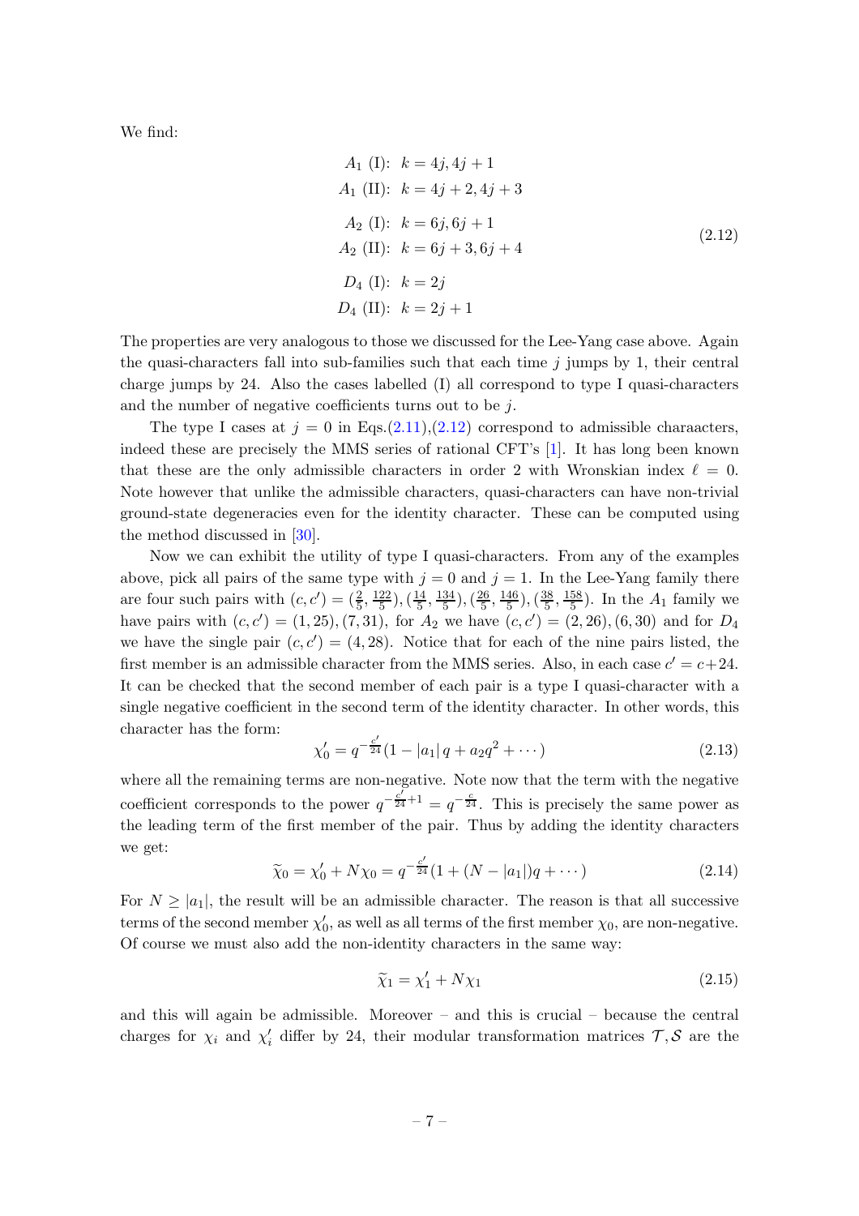We find:

$$
\begin{aligned}
A_1 \text{ (I)}: &\ \ k = 4j, 4j+1 \\
A_1 \text{ (II)}: &\ \ k = 4j+2, 4j+3 \\
A_2 \text{ (I)}: &\ \ k = 6j, 6j+1 \\
A_2 \text{ (II)}: &\ \ k = 6j+3, 6j+4 \\
D_4 \text{ (I)}: &\ \ k = 2j \\
D_4 \text{ (II)}: &\ \ k = 2j+1
\end{aligned}
\tag{2.12}
$$

The properties are very analogous to those we discussed for the Lee-Yang case above. Again the quasi-characters fall into sub-families such that each time $j$ jumps by 1, their central charge jumps by 24. Also the cases labelled (I) all correspond to type I quasi-characters and the number of negative coefficients turns out to be $j$.

The type I cases at $j = 0$ in Eqs.(2.11),(2.12) correspond to admissible charaacters, indeed these are precisely the MMS series of rational CFT's [1]. It has long been known that these are the only admissible characters in order 2 with Wronskian index $\ell = 0$. Note however that unlike the admissible characters, quasi-characters can have non-trivial ground-state degeneracies even for the identity character. These can be computed using the method discussed in [30].

Now we can exhibit the utility of type I quasi-characters. From any of the examples above, pick all pairs of the same type with $j = 0$ and $j = 1$. In the Lee-Yang family there are four such pairs with $(c, c') = (\frac{2}{5}, \frac{122}{5}), (\frac{14}{5}, \frac{134}{5}), (\frac{26}{5}, \frac{146}{5}), (\frac{38}{5}, \frac{158}{5})$. In the $A_1$ family we have pairs with $(c, c') = (1, 25), (7, 31)$, for $A_2$ we have $(c, c') = (2, 26), (6, 30)$ and for $D_4$ we have the single pair $(c, c') = (4, 28)$. Notice that for each of the nine pairs listed, the first member is an admissible character from the MMS series. Also, in each case $c' = c+24$. It can be checked that the second member of each pair is a type I quasi-character with a single negative coefficient in the second term of the identity character. In other words, this character has the form:

$$
\chi_0' = q^{-\frac{c'}{24}}(1 - |a_1|\, q + a_2 q^2 + \cdots) \tag{2.13}
$$

where all the remaining terms are non-negative. Note now that the term with the negative coefficient corresponds to the power $q^{-\frac{c'}{24}+1} = q^{-\frac{c}{24}}$. This is precisely the same power as the leading term of the first member of the pair. Thus by adding the identity characters we get:

$$
\widetilde{\chi}_0 = \chi_0' + N\chi_0 = q^{-\frac{c'}{24}}(1 + (N - |a_1|)q + \cdots) \tag{2.14}
$$

For $N \geq |a_1|$, the result will be an admissible character. The reason is that all successive terms of the second member $\chi_0'$, as well as all terms of the first member $\chi_0$, are non-negative. Of course we must also add the non-identity characters in the same way:

$$
\widetilde{\chi}_1 = \chi_1' + N\chi_1 \tag{2.15}
$$

and this will again be admissible. Moreover – and this is crucial – because the central charges for $\chi_i$ and $\chi_i'$ differ by 24, their modular transformation matrices $\mathcal{T}, \mathcal{S}$ are the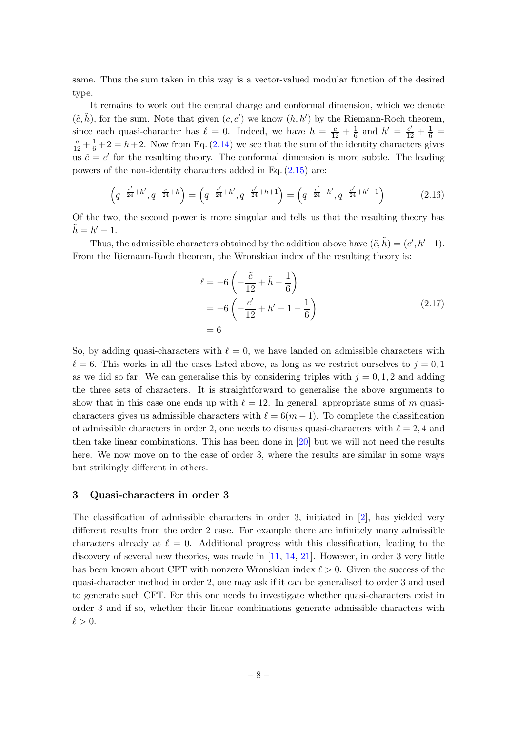same. Thus the sum taken in this way is a vector-valued modular function of the desired type.

It remains to work out the central charge and conformal dimension, which we denote $(\tilde{c}, \tilde{h})$, for the sum. Note that given $(c, c')$ we know $(h, h')$ by the Riemann-Roch theorem, since each quasi-character has $\ell = 0$. Indeed, we have $h = \frac{c}{12} + \frac{1}{6}$ and $h' = \frac{c'}{12} + \frac{1}{6} = \frac{c}{12} + \frac{1}{6} + 2 = h + 2$. Now from Eq. (2.14) we see that the sum of the identity characters gives us $\tilde{c} = c'$ for the resulting theory. The conformal dimension is more subtle. The leading powers of the non-identity characters added in Eq. (2.15) are:

$$\left(q^{-\frac{c'}{24}+h'}, q^{-\frac{c}{24}+h}\right) = \left(q^{-\frac{c'}{24}+h'}, q^{-\frac{c'}{24}+h+1}\right) = \left(q^{-\frac{c'}{24}+h'}, q^{-\frac{c'}{24}+h'-1}\right) \tag{2.16}$$

Of the two, the second power is more singular and tells us that the resulting theory has $\tilde{h} = h' - 1$.

Thus, the admissible characters obtained by the addition above have $(\tilde{c}, \tilde{h}) = (c', h'-1)$. From the Riemann-Roch theorem, the Wronskian index of the resulting theory is:

$$\begin{aligned}
\ell &= -6\left(-\frac{\tilde{c}}{12} + \tilde{h} - \frac{1}{6}\right) \\
&= -6\left(-\frac{c'}{12} + h' - 1 - \frac{1}{6}\right) \\
&= 6
\end{aligned} \tag{2.17}$$

So, by adding quasi-characters with $\ell = 0$, we have landed on admissible characters with $\ell = 6$. This works in all the cases listed above, as long as we restrict ourselves to $j = 0, 1$ as we did so far. We can generalise this by considering triples with $j = 0, 1, 2$ and adding the three sets of characters. It is straightforward to generalise the above arguments to show that in this case one ends up with $\ell = 12$. In general, appropriate sums of $m$ quasi-characters gives us admissible characters with $\ell = 6(m-1)$. To complete the classification of admissible characters in order 2, one needs to discuss quasi-characters with $\ell = 2, 4$ and then take linear combinations. This has been done in [20] but we will not need the results here. We now move on to the case of order 3, where the results are similar in some ways but strikingly different in others.

## 3 Quasi-characters in order 3

The classification of admissible characters in order 3, initiated in [2], has yielded very different results from the order 2 case. For example there are infinitely many admissible characters already at $\ell = 0$. Additional progress with this classification, leading to the discovery of several new theories, was made in [11, 14, 21]. However, in order 3 very little has been known about CFT with nonzero Wronskian index $\ell > 0$. Given the success of the quasi-character method in order 2, one may ask if it can be generalised to order 3 and used to generate such CFT. For this one needs to investigate whether quasi-characters exist in order 3 and if so, whether their linear combinations generate admissible characters with $\ell > 0$.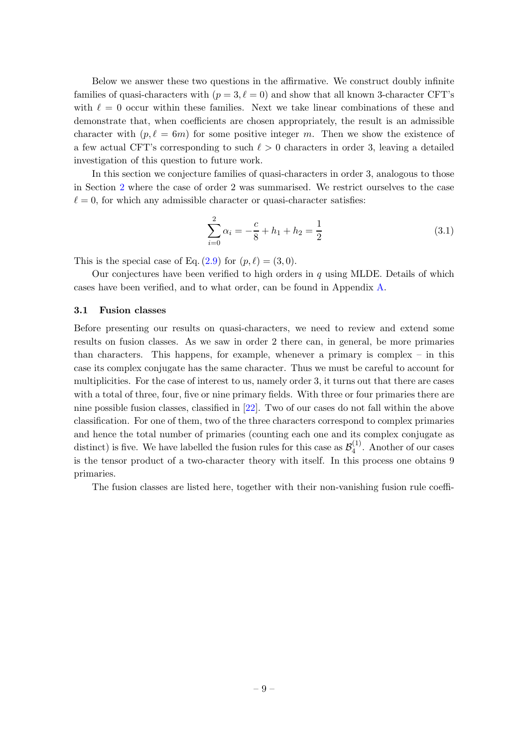Below we answer these two questions in the affirmative. We construct doubly infinite families of quasi-characters with $(p = 3, \ell = 0)$ and show that all known 3-character CFT's with $\ell = 0$ occur within these families. Next we take linear combinations of these and demonstrate that, when coefficients are chosen appropriately, the result is an admissible character with $(p, \ell = 6m)$ for some positive integer $m$. Then we show the existence of a few actual CFT's corresponding to such $\ell > 0$ characters in order 3, leaving a detailed investigation of this question to future work.

In this section we conjecture families of quasi-characters in order 3, analogous to those in Section 2 where the case of order 2 was summarised. We restrict ourselves to the case $\ell = 0$, for which any admissible character or quasi-character satisfies:

$$\sum_{i=0}^{2} \alpha_i = -\frac{c}{8} + h_1 + h_2 = \frac{1}{2} \tag{3.1}$$

This is the special case of Eq. (2.9) for $(p, \ell) = (3, 0)$.

Our conjectures have been verified to high orders in $q$ using MLDE. Details of which cases have been verified, and to what order, can be found in Appendix A.

### 3.1 Fusion classes

Before presenting our results on quasi-characters, we need to review and extend some results on fusion classes. As we saw in order 2 there can, in general, be more primaries than characters. This happens, for example, whenever a primary is complex – in this case its complex conjugate has the same character. Thus we must be careful to account for multiplicities. For the case of interest to us, namely order 3, it turns out that there are cases with a total of three, four, five or nine primary fields. With three or four primaries there are nine possible fusion classes, classified in [22]. Two of our cases do not fall within the above classification. For one of them, two of the three characters correspond to complex primaries and hence the total number of primaries (counting each one and its complex conjugate as distinct) is five. We have labelled the fusion rules for this case as $\mathcal{B}_4^{(1)}$. Another of our cases is the tensor product of a two-character theory with itself. In this process one obtains 9 primaries.

The fusion classes are listed here, together with their non-vanishing fusion rule coeffi-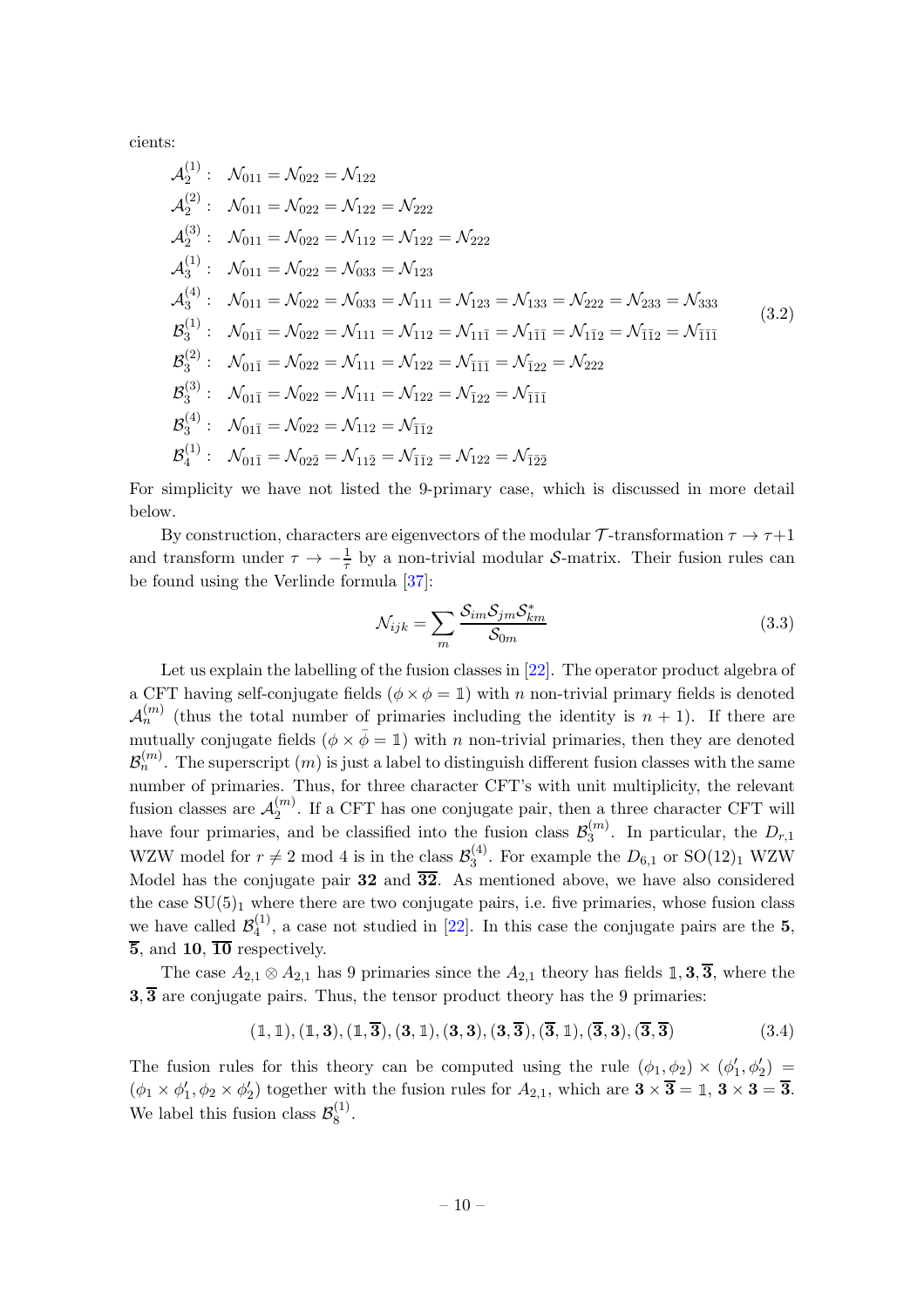cients:

$$
\begin{aligned}
\mathcal{A}_2^{(1)}: &\quad \mathcal{N}_{011} = \mathcal{N}_{022} = \mathcal{N}_{122} \\
\mathcal{A}_2^{(2)}: &\quad \mathcal{N}_{011} = \mathcal{N}_{022} = \mathcal{N}_{122} = \mathcal{N}_{222} \\
\mathcal{A}_2^{(3)}: &\quad \mathcal{N}_{011} = \mathcal{N}_{022} = \mathcal{N}_{112} = \mathcal{N}_{122} = \mathcal{N}_{222} \\
\mathcal{A}_3^{(1)}: &\quad \mathcal{N}_{011} = \mathcal{N}_{022} = \mathcal{N}_{033} = \mathcal{N}_{123} \\
\mathcal{A}_3^{(4)}: &\quad \mathcal{N}_{011} = \mathcal{N}_{022} = \mathcal{N}_{033} = \mathcal{N}_{111} = \mathcal{N}_{123} = \mathcal{N}_{133} = \mathcal{N}_{222} = \mathcal{N}_{233} = \mathcal{N}_{333} \\
\mathcal{B}_3^{(1)}: &\quad \mathcal{N}_{01\bar{1}} = \mathcal{N}_{022} = \mathcal{N}_{111} = \mathcal{N}_{112} = \mathcal{N}_{11\bar{1}} = \mathcal{N}_{1\bar{1}\bar{1}} = \mathcal{N}_{1\bar{1}2} = \mathcal{N}_{\bar{1}\bar{1}2} = \mathcal{N}_{\bar{1}\bar{1}\bar{1}} \\
\mathcal{B}_3^{(2)}: &\quad \mathcal{N}_{01\bar{1}} = \mathcal{N}_{022} = \mathcal{N}_{111} = \mathcal{N}_{122} = \mathcal{N}_{\bar{1}\bar{1}\bar{1}} = \mathcal{N}_{\bar{1}22} = \mathcal{N}_{222} \\
\mathcal{B}_3^{(3)}: &\quad \mathcal{N}_{01\bar{1}} = \mathcal{N}_{022} = \mathcal{N}_{111} = \mathcal{N}_{122} = \mathcal{N}_{\bar{1}22} = \mathcal{N}_{\bar{1}\bar{1}\bar{1}} \\
\mathcal{B}_3^{(4)}: &\quad \mathcal{N}_{01\bar{1}} = \mathcal{N}_{022} = \mathcal{N}_{112} = \mathcal{N}_{\bar{1}\bar{1}2} \\
\mathcal{B}_4^{(1)}: &\quad \mathcal{N}_{01\bar{1}} = \mathcal{N}_{02\bar{2}} = \mathcal{N}_{11\bar{2}} = \mathcal{N}_{\bar{1}\bar{1}2} = \mathcal{N}_{122} = \mathcal{N}_{\bar{1}\bar{2}\bar{2}}
\end{aligned}
\tag{3.2}
$$

For simplicity we have not listed the 9-primary case, which is discussed in more detail below.

By construction, characters are eigenvectors of the modular $\mathcal{T}$-transformation $\tau \to \tau+1$ and transform under $\tau \to -\frac{1}{\tau}$ by a non-trivial modular $\mathcal{S}$-matrix. Their fusion rules can be found using the Verlinde formula [37]:

$$
\mathcal{N}_{ijk} = \sum_m \frac{\mathcal{S}_{im}\mathcal{S}_{jm}\mathcal{S}^*_{km}}{\mathcal{S}_{0m}}
\tag{3.3}
$$

Let us explain the labelling of the fusion classes in [22]. The operator product algebra of a CFT having self-conjugate fields ($\phi \times \phi = \mathbb{1}$) with $n$ non-trivial primary fields is denoted $\mathcal{A}_n^{(m)}$ (thus the total number of primaries including the identity is $n+1$). If there are mutually conjugate fields ($\phi \times \bar{\phi} = \mathbb{1}$) with $n$ non-trivial primaries, then they are denoted $\mathcal{B}_n^{(m)}$. The superscript $(m)$ is just a label to distinguish different fusion classes with the same number of primaries. Thus, for three character CFT's with unit multiplicity, the relevant fusion classes are $\mathcal{A}_2^{(m)}$. If a CFT has one conjugate pair, then a three character CFT will have four primaries, and be classified into the fusion class $\mathcal{B}_3^{(m)}$. In particular, the $D_{r,1}$ WZW model for $r \neq 2 \bmod 4$ is in the class $\mathcal{B}_3^{(4)}$. For example the $D_{6,1}$ or $\mathrm{SO}(12)_1$ WZW Model has the conjugate pair **32** and $\overline{\mathbf{32}}$. As mentioned above, we have also considered the case $\mathrm{SU}(5)_1$ where there are two conjugate pairs, i.e. five primaries, whose fusion class we have called $\mathcal{B}_4^{(1)}$, a case not studied in [22]. In this case the conjugate pairs are the **5**, $\overline{\mathbf{5}}$, and **10**, $\overline{\mathbf{10}}$ respectively.

The case $A_{2,1} \otimes A_{2,1}$ has 9 primaries since the $A_{2,1}$ theory has fields $\mathbb{1}, \mathbf{3}, \overline{\mathbf{3}}$, where the $\mathbf{3}, \overline{\mathbf{3}}$ are conjugate pairs. Thus, the tensor product theory has the 9 primaries:

$$
(\mathbb{1},\mathbb{1}), (\mathbb{1},\mathbf{3}), (\mathbb{1},\overline{\mathbf{3}}), (\mathbf{3},\mathbb{1}), (\mathbf{3},\mathbf{3}), (\mathbf{3},\overline{\mathbf{3}}), (\overline{\mathbf{3}},\mathbb{1}), (\overline{\mathbf{3}},\mathbf{3}), (\overline{\mathbf{3}},\overline{\mathbf{3}})
\tag{3.4}
$$

The fusion rules for this theory can be computed using the rule $(\phi_1, \phi_2) \times (\phi_1', \phi_2') = (\phi_1 \times \phi_1', \phi_2 \times \phi_2')$ together with the fusion rules for $A_{2,1}$, which are $\mathbf{3} \times \overline{\mathbf{3}} = \mathbb{1}$, $\mathbf{3} \times \mathbf{3} = \overline{\mathbf{3}}$. We label this fusion class $\mathcal{B}_8^{(1)}$.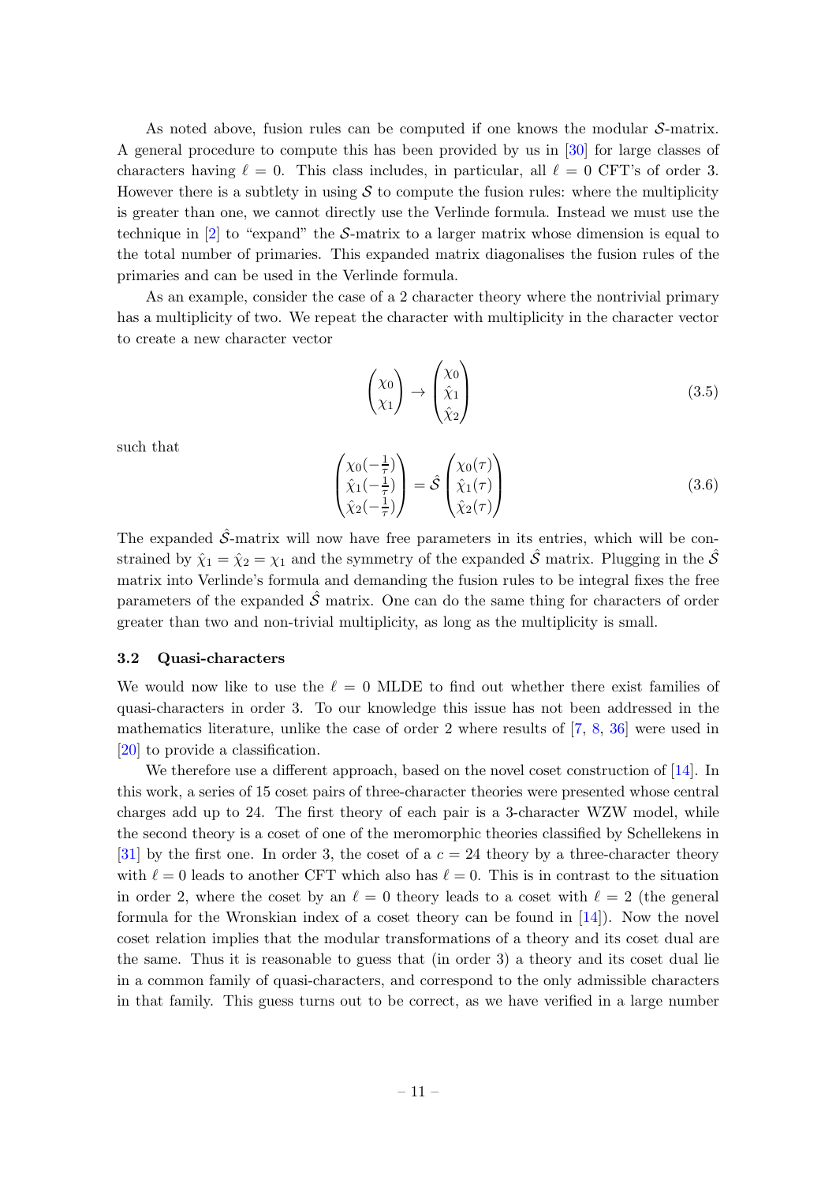As noted above, fusion rules can be computed if one knows the modular $\mathcal{S}$-matrix. A general procedure to compute this has been provided by us in [30] for large classes of characters having $\ell = 0$. This class includes, in particular, all $\ell = 0$ CFT's of order 3. However there is a subtlety in using $\mathcal{S}$ to compute the fusion rules: where the multiplicity is greater than one, we cannot directly use the Verlinde formula. Instead we must use the technique in [2] to "expand" the $\mathcal{S}$-matrix to a larger matrix whose dimension is equal to the total number of primaries. This expanded matrix diagonalises the fusion rules of the primaries and can be used in the Verlinde formula.

As an example, consider the case of a 2 character theory where the nontrivial primary has a multiplicity of two. We repeat the character with multiplicity in the character vector to create a new character vector

$$\begin{pmatrix} \chi_0 \\ \chi_1 \end{pmatrix} \rightarrow \begin{pmatrix} \chi_0 \\ \hat{\chi}_1 \\ \hat{\chi}_2 \end{pmatrix} \tag{3.5}$$

such that

$$\begin{pmatrix} \chi_0(-\frac{1}{\tau}) \\ \hat{\chi}_1(-\frac{1}{\tau}) \\ \hat{\chi}_2(-\frac{1}{\tau}) \end{pmatrix} = \hat{\mathcal{S}} \begin{pmatrix} \chi_0(\tau) \\ \hat{\chi}_1(\tau) \\ \hat{\chi}_2(\tau) \end{pmatrix} \tag{3.6}$$

The expanded $\hat{\mathcal{S}}$-matrix will now have free parameters in its entries, which will be constrained by $\hat{\chi}_1 = \hat{\chi}_2 = \chi_1$ and the symmetry of the expanded $\hat{\mathcal{S}}$ matrix. Plugging in the $\hat{\mathcal{S}}$ matrix into Verlinde's formula and demanding the fusion rules to be integral fixes the free parameters of the expanded $\hat{\mathcal{S}}$ matrix. One can do the same thing for characters of order greater than two and non-trivial multiplicity, as long as the multiplicity is small.

### 3.2 Quasi-characters

We would now like to use the $\ell = 0$ MLDE to find out whether there exist families of quasi-characters in order 3. To our knowledge this issue has not been addressed in the mathematics literature, unlike the case of order 2 where results of [7, 8, 36] were used in [20] to provide a classification.

We therefore use a different approach, based on the novel coset construction of [14]. In this work, a series of 15 coset pairs of three-character theories were presented whose central charges add up to 24. The first theory of each pair is a 3-character WZW model, while the second theory is a coset of one of the meromorphic theories classified by Schellekens in [31] by the first one. In order 3, the coset of a $c = 24$ theory by a three-character theory with $\ell = 0$ leads to another CFT which also has $\ell = 0$. This is in contrast to the situation in order 2, where the coset by an $\ell = 0$ theory leads to a coset with $\ell = 2$ (the general formula for the Wronskian index of a coset theory can be found in [14]). Now the novel coset relation implies that the modular transformations of a theory and its coset dual are the same. Thus it is reasonable to guess that (in order 3) a theory and its coset dual lie in a common family of quasi-characters, and correspond to the only admissible characters in that family. This guess turns out to be correct, as we have verified in a large number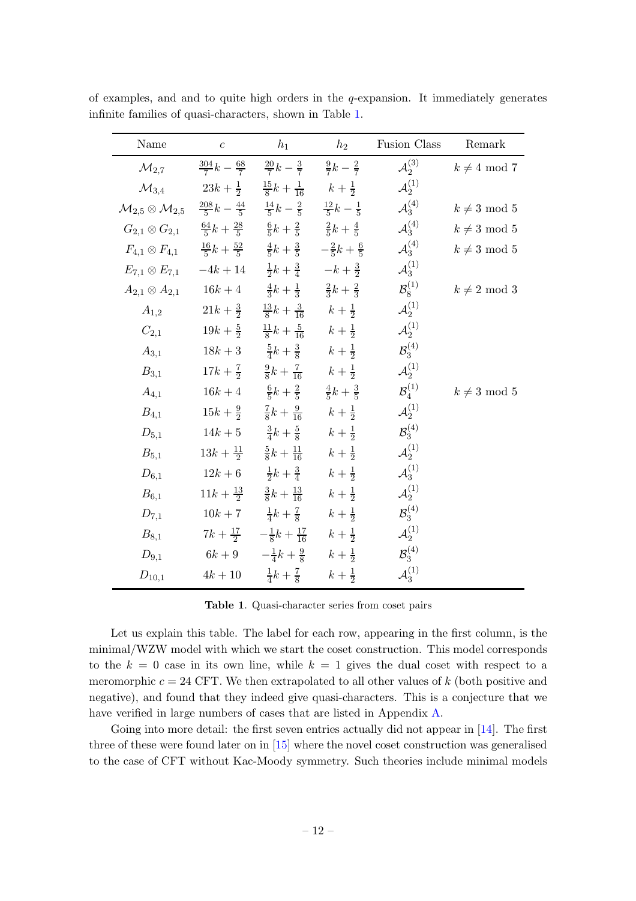of examples, and and to quite high orders in the $q$-expansion. It immediately generates infinite families of quasi-characters, shown in Table 1.

| Name | $c$ | $h_1$ | $h_2$ | Fusion Class | Remark |
|---|---|---|---|---|---|
| $\mathcal{M}_{2,7}$ | $\frac{304}{7}k - \frac{68}{7}$ | $\frac{20}{7}k - \frac{3}{7}$ | $\frac{9}{7}k - \frac{2}{7}$ | $\mathcal{A}_2^{(3)}$ | $k \neq 4 \bmod 7$ |
| $\mathcal{M}_{3,4}$ | $23k + \frac{1}{2}$ | $\frac{15}{8}k + \frac{1}{16}$ | $k + \frac{1}{2}$ | $\mathcal{A}_2^{(1)}$ | |
| $\mathcal{M}_{2,5} \otimes \mathcal{M}_{2,5}$ | $\frac{208}{5}k - \frac{44}{5}$ | $\frac{14}{5}k - \frac{2}{5}$ | $\frac{12}{5}k - \frac{1}{5}$ | $\mathcal{A}_3^{(4)}$ | $k \neq 3 \bmod 5$ |
| $G_{2,1} \otimes G_{2,1}$ | $\frac{64}{5}k + \frac{28}{5}$ | $\frac{6}{5}k + \frac{2}{5}$ | $\frac{2}{5}k + \frac{4}{5}$ | $\mathcal{A}_3^{(4)}$ | $k \neq 3 \bmod 5$ |
| $F_{4,1} \otimes F_{4,1}$ | $\frac{16}{5}k + \frac{52}{5}$ | $\frac{4}{5}k + \frac{3}{5}$ | $-\frac{2}{5}k + \frac{6}{5}$ | $\mathcal{A}_3^{(4)}$ | $k \neq 3 \bmod 5$ |
| $E_{7,1} \otimes E_{7,1}$ | $-4k + 14$ | $\frac{1}{2}k + \frac{3}{4}$ | $-k + \frac{3}{2}$ | $\mathcal{A}_3^{(1)}$ | |
| $A_{2,1} \otimes A_{2,1}$ | $16k + 4$ | $\frac{4}{3}k + \frac{1}{3}$ | $\frac{2}{3}k + \frac{2}{3}$ | $\mathcal{B}_8^{(1)}$ | $k \neq 2 \bmod 3$ |
| $A_{1,2}$ | $21k + \frac{3}{2}$ | $\frac{13}{8}k + \frac{3}{16}$ | $k + \frac{1}{2}$ | $\mathcal{A}_2^{(1)}$ | |
| $C_{2,1}$ | $19k + \frac{5}{2}$ | $\frac{11}{8}k + \frac{5}{16}$ | $k + \frac{1}{2}$ | $\mathcal{A}_2^{(1)}$ | |
| $A_{3,1}$ | $18k + 3$ | $\frac{5}{4}k + \frac{3}{8}$ | $k + \frac{1}{2}$ | $\mathcal{B}_3^{(4)}$ | |
| $B_{3,1}$ | $17k + \frac{7}{2}$ | $\frac{9}{8}k + \frac{7}{16}$ | $k + \frac{1}{2}$ | $\mathcal{A}_2^{(1)}$ | |
| $A_{4,1}$ | $16k + 4$ | $\frac{6}{5}k + \frac{2}{5}$ | $\frac{4}{5}k + \frac{3}{5}$ | $\mathcal{B}_4^{(1)}$ | $k \neq 3 \bmod 5$ |
| $B_{4,1}$ | $15k + \frac{9}{2}$ | $\frac{7}{8}k + \frac{9}{16}$ | $k + \frac{1}{2}$ | $\mathcal{A}_2^{(1)}$ | |
| $D_{5,1}$ | $14k + 5$ | $\frac{3}{4}k + \frac{5}{8}$ | $k + \frac{1}{2}$ | $\mathcal{B}_3^{(4)}$ | |
| $B_{5,1}$ | $13k + \frac{11}{2}$ | $\frac{5}{8}k + \frac{11}{16}$ | $k + \frac{1}{2}$ | $\mathcal{A}_2^{(1)}$ | |
| $D_{6,1}$ | $12k + 6$ | $\frac{1}{2}k + \frac{3}{4}$ | $k + \frac{1}{2}$ | $\mathcal{A}_3^{(1)}$ | |
| $B_{6,1}$ | $11k + \frac{13}{2}$ | $\frac{3}{8}k + \frac{13}{16}$ | $k + \frac{1}{2}$ | $\mathcal{A}_2^{(1)}$ | |
| $D_{7,1}$ | $10k + 7$ | $\frac{1}{4}k + \frac{7}{8}$ | $k + \frac{1}{2}$ | $\mathcal{B}_3^{(4)}$ | |
| $B_{8,1}$ | $7k + \frac{17}{2}$ | $-\frac{1}{8}k + \frac{17}{16}$ | $k + \frac{1}{2}$ | $\mathcal{A}_2^{(1)}$ | |
| $D_{9,1}$ | $6k + 9$ | $-\frac{1}{4}k + \frac{9}{8}$ | $k + \frac{1}{2}$ | $\mathcal{B}_3^{(4)}$ | |
| $D_{10,1}$ | $4k + 10$ | $\frac{1}{4}k + \frac{7}{8}$ | $k + \frac{1}{2}$ | $\mathcal{A}_3^{(1)}$ | |

**Table 1**. Quasi-character series from coset pairs

Let us explain this table. The label for each row, appearing in the first column, is the minimal/WZW model with which we start the coset construction. This model corresponds to the $k = 0$ case in its own line, while $k = 1$ gives the dual coset with respect to a meromorphic $c = 24$ CFT. We then extrapolated to all other values of $k$ (both positive and negative), and found that they indeed give quasi-characters. This is a conjecture that we have verified in large numbers of cases that are listed in Appendix A.

Going into more detail: the first seven entries actually did not appear in [14]. The first three of these were found later on in [15] where the novel coset construction was generalised to the case of CFT without Kac-Moody symmetry. Such theories include minimal models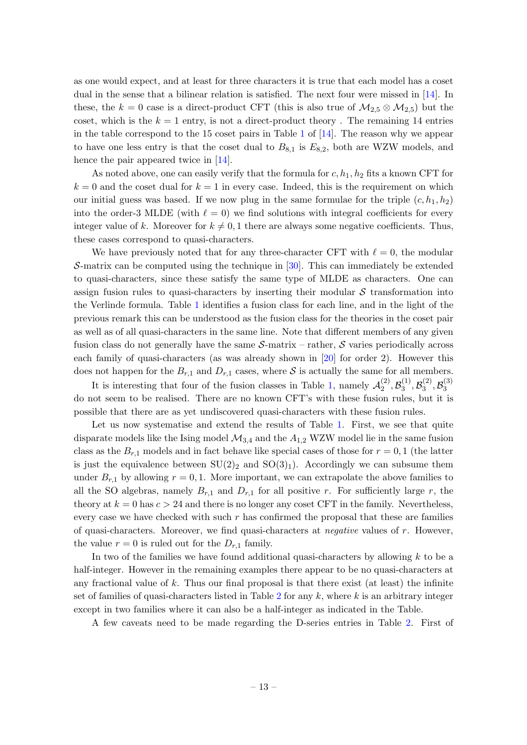as one would expect, and at least for three characters it is true that each model has a coset dual in the sense that a bilinear relation is satisfied. The next four were missed in [14]. In these, the $k = 0$ case is a direct-product CFT (this is also true of $\mathcal{M}_{2,5} \otimes \mathcal{M}_{2,5}$) but the coset, which is the $k = 1$ entry, is not a direct-product theory . The remaining 14 entries in the table correspond to the 15 coset pairs in Table 1 of [14]. The reason why we appear to have one less entry is that the coset dual to $B_{8,1}$ is $E_{8,2}$, both are WZW models, and hence the pair appeared twice in [14].

As noted above, one can easily verify that the formula for $c, h_1, h_2$ fits a known CFT for $k = 0$ and the coset dual for $k = 1$ in every case. Indeed, this is the requirement on which our initial guess was based. If we now plug in the same formulae for the triple $(c, h_1, h_2)$ into the order-3 MLDE (with $\ell = 0$) we find solutions with integral coefficients for every integer value of $k$. Moreover for $k \neq 0, 1$ there are always some negative coefficients. Thus, these cases correspond to quasi-characters.

We have previously noted that for any three-character CFT with $\ell = 0$, the modular $\mathcal{S}$-matrix can be computed using the technique in [30]. This can immediately be extended to quasi-characters, since these satisfy the same type of MLDE as characters. One can assign fusion rules to quasi-characters by inserting their modular $\mathcal{S}$ transformation into the Verlinde formula. Table 1 identifies a fusion class for each line, and in the light of the previous remark this can be understood as the fusion class for the theories in the coset pair as well as of all quasi-characters in the same line. Note that different members of any given fusion class do not generally have the same $\mathcal{S}$-matrix – rather, $\mathcal{S}$ varies periodically across each family of quasi-characters (as was already shown in [20] for order 2). However this does not happen for the $B_{r,1}$ and $D_{r,1}$ cases, where $\mathcal{S}$ is actually the same for all members.

It is interesting that four of the fusion classes in Table 1, namely $\mathcal{A}_2^{(2)}, \mathcal{B}_3^{(1)}, \mathcal{B}_3^{(2)}, \mathcal{B}_3^{(3)}$ do not seem to be realised. There are no known CFT's with these fusion rules, but it is possible that there are as yet undiscovered quasi-characters with these fusion rules.

Let us now systematise and extend the results of Table 1. First, we see that quite disparate models like the Ising model $\mathcal{M}_{3,4}$ and the $A_{1,2}$ WZW model lie in the same fusion class as the $B_{r,1}$ models and in fact behave like special cases of those for $r = 0, 1$ (the latter is just the equivalence between $\mathrm{SU}(2)_2$ and $\mathrm{SO}(3)_1$). Accordingly we can subsume them under $B_{r,1}$ by allowing $r = 0, 1$. More important, we can extrapolate the above families to all the SO algebras, namely $B_{r,1}$ and $D_{r,1}$ for all positive $r$. For sufficiently large $r$, the theory at $k = 0$ has $c > 24$ and there is no longer any coset CFT in the family. Nevertheless, every case we have checked with such $r$ has confirmed the proposal that these are families of quasi-characters. Moreover, we find quasi-characters at *negative* values of $r$. However, the value $r = 0$ is ruled out for the $D_{r,1}$ family.

In two of the families we have found additional quasi-characters by allowing $k$ to be a half-integer. However in the remaining examples there appear to be no quasi-characters at any fractional value of $k$. Thus our final proposal is that there exist (at least) the infinite set of families of quasi-characters listed in Table 2 for any $k$, where $k$ is an arbitrary integer except in two families where it can also be a half-integer as indicated in the Table.

A few caveats need to be made regarding the D-series entries in Table 2. First of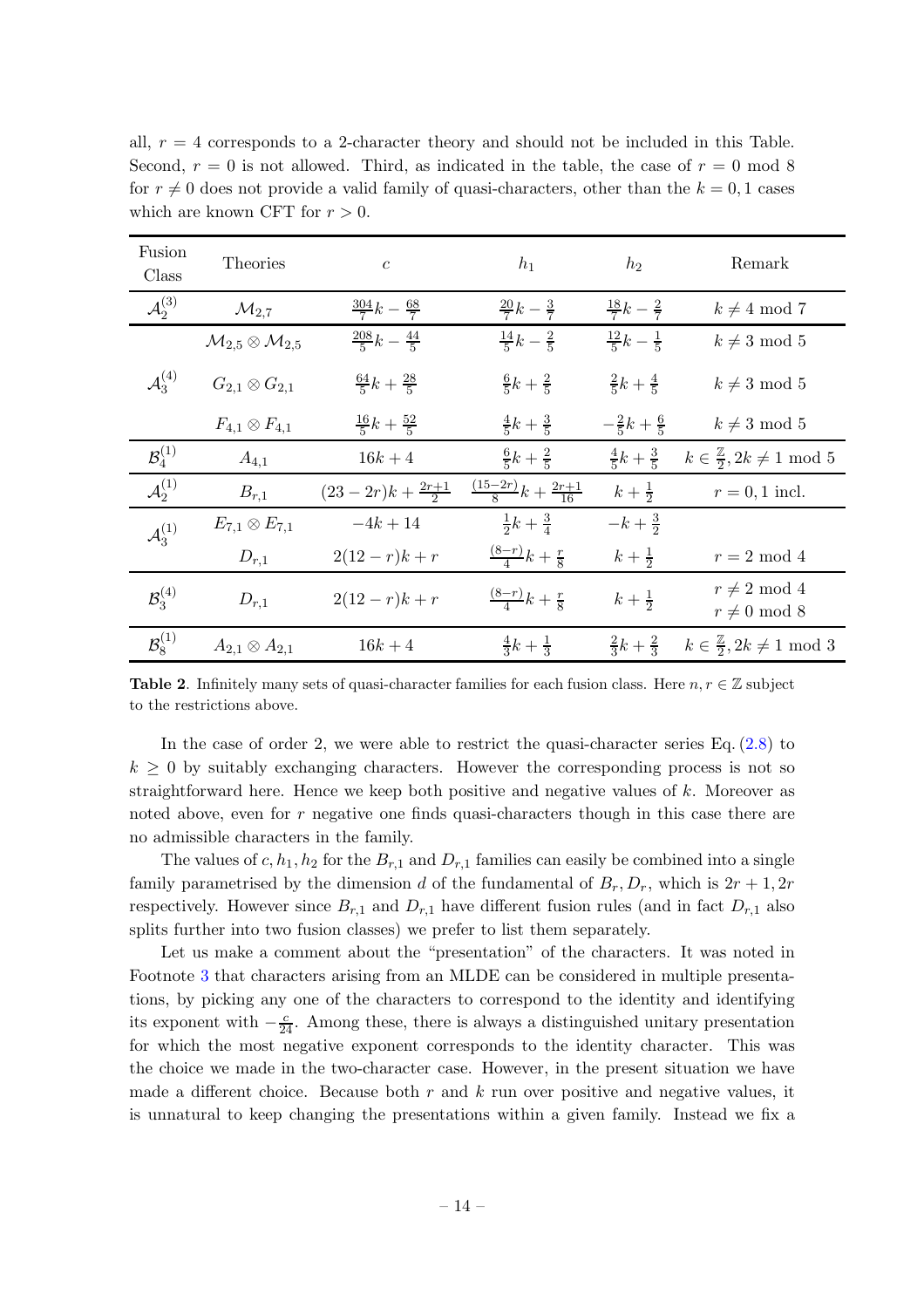all, $r = 4$ corresponds to a 2-character theory and should not be included in this Table. Second, $r = 0$ is not allowed. Third, as indicated in the table, the case of $r = 0 \bmod 8$ for $r \neq 0$ does not provide a valid family of quasi-characters, other than the $k = 0, 1$ cases which are known CFT for $r > 0$.

| Fusion Class | Theories | $c$ | $h_1$ | $h_2$ | Remark |
|---|---|---|---|---|---|
| $\mathcal{A}_2^{(3)}$ | $\mathcal{M}_{2,7}$ | $\frac{304}{7}k - \frac{68}{7}$ | $\frac{20}{7}k - \frac{3}{7}$ | $\frac{18}{7}k - \frac{2}{7}$ | $k \neq 4 \bmod 7$ |
| $\mathcal{A}_3^{(4)}$ | $\mathcal{M}_{2,5} \otimes \mathcal{M}_{2,5}$ | $\frac{208}{5}k - \frac{44}{5}$ | $\frac{14}{5}k - \frac{2}{5}$ | $\frac{12}{5}k - \frac{1}{5}$ | $k \neq 3 \bmod 5$ |
| | $G_{2,1} \otimes G_{2,1}$ | $\frac{64}{5}k + \frac{28}{5}$ | $\frac{6}{5}k + \frac{2}{5}$ | $\frac{2}{5}k + \frac{4}{5}$ | $k \neq 3 \bmod 5$ |
| | $F_{4,1} \otimes F_{4,1}$ | $\frac{16}{5}k + \frac{52}{5}$ | $\frac{4}{5}k + \frac{3}{5}$ | $-\frac{2}{5}k + \frac{6}{5}$ | $k \neq 3 \bmod 5$ |
| $\mathcal{B}_4^{(1)}$ | $A_{4,1}$ | $16k + 4$ | $\frac{6}{5}k + \frac{2}{5}$ | $\frac{4}{5}k + \frac{3}{5}$ | $k \in \frac{\mathbb{Z}}{2}, 2k \neq 1 \bmod 5$ |
| $\mathcal{A}_2^{(1)}$ | $B_{r,1}$ | $(23 - 2r)k + \frac{2r+1}{2}$ | $\frac{(15-2r)}{8}k + \frac{2r+1}{16}$ | $k + \frac{1}{2}$ | $r = 0, 1$ incl. |
| $\mathcal{A}_3^{(1)}$ | $E_{7,1} \otimes E_{7,1}$ | $-4k + 14$ | $\frac{1}{2}k + \frac{3}{4}$ | $-k + \frac{3}{2}$ | |
| | $D_{r,1}$ | $2(12 - r)k + r$ | $\frac{(8-r)}{4}k + \frac{r}{8}$ | $k + \frac{1}{2}$ | $r = 2 \bmod 4$ |
| $\mathcal{B}_3^{(4)}$ | $D_{r,1}$ | $2(12 - r)k + r$ | $\frac{(8-r)}{4}k + \frac{r}{8}$ | $k + \frac{1}{2}$ | $r \neq 2 \bmod 4$; $r \neq 0 \bmod 8$ |
| $\mathcal{B}_8^{(1)}$ | $A_{2,1} \otimes A_{2,1}$ | $16k + 4$ | $\frac{4}{3}k + \frac{1}{3}$ | $\frac{2}{3}k + \frac{2}{3}$ | $k \in \frac{\mathbb{Z}}{2}, 2k \neq 1 \bmod 3$ |

**Table 2**. Infinitely many sets of quasi-character families for each fusion class. Here $n, r \in \mathbb{Z}$ subject to the restrictions above.

In the case of order 2, we were able to restrict the quasi-character series Eq. (2.8) to $k \geq 0$ by suitably exchanging characters. However the corresponding process is not so straightforward here. Hence we keep both positive and negative values of $k$. Moreover as noted above, even for $r$ negative one finds quasi-characters though in this case there are no admissible characters in the family.

The values of $c, h_1, h_2$ for the $B_{r,1}$ and $D_{r,1}$ families can easily be combined into a single family parametrised by the dimension $d$ of the fundamental of $B_r, D_r$, which is $2r + 1, 2r$ respectively. However since $B_{r,1}$ and $D_{r,1}$ have different fusion rules (and in fact $D_{r,1}$ also splits further into two fusion classes) we prefer to list them separately.

Let us make a comment about the "presentation" of the characters. It was noted in Footnote 3 that characters arising from an MLDE can be considered in multiple presentations, by picking any one of the characters to correspond to the identity and identifying its exponent with $-\frac{c}{24}$. Among these, there is always a distinguished unitary presentation for which the most negative exponent corresponds to the identity character. This was the choice we made in the two-character case. However, in the present situation we have made a different choice. Because both $r$ and $k$ run over positive and negative values, it is unnatural to keep changing the presentations within a given family. Instead we fix a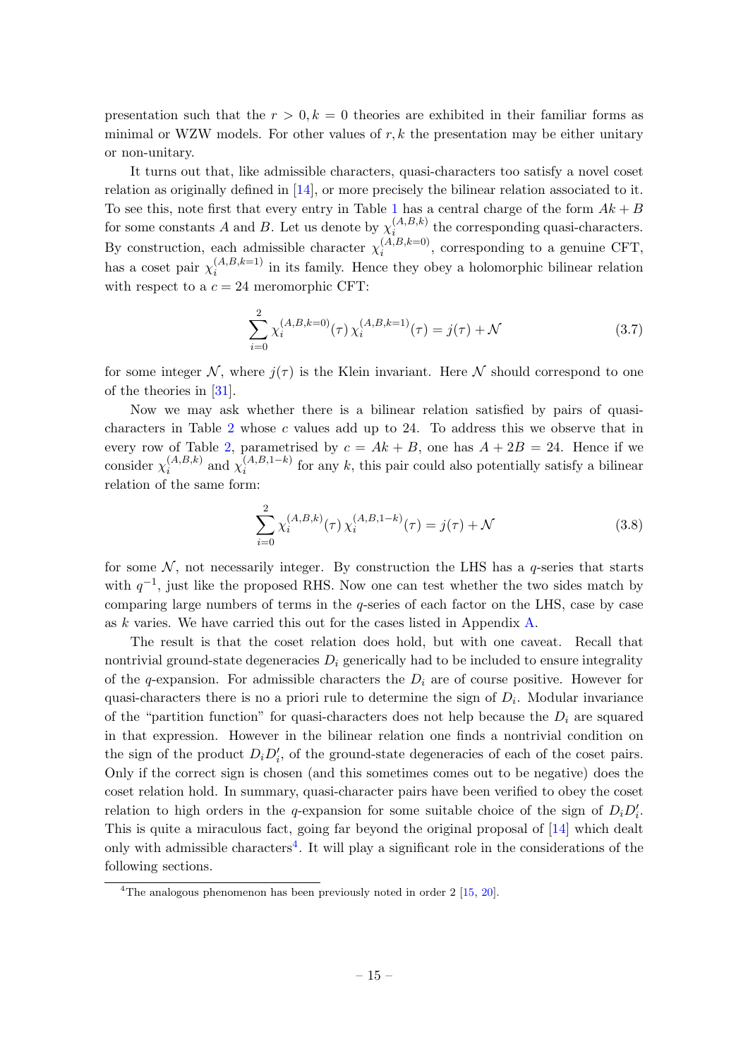presentation such that the $r > 0, k = 0$ theories are exhibited in their familiar forms as minimal or WZW models. For other values of $r, k$ the presentation may be either unitary or non-unitary.

It turns out that, like admissible characters, quasi-characters too satisfy a novel coset relation as originally defined in [14], or more precisely the bilinear relation associated to it. To see this, note first that every entry in Table 1 has a central charge of the form $Ak + B$ for some constants $A$ and $B$. Let us denote by $\chi_i^{(A,B,k)}$ the corresponding quasi-characters. By construction, each admissible character $\chi_i^{(A,B,k=0)}$, corresponding to a genuine CFT, has a coset pair $\chi_i^{(A,B,k=1)}$ in its family. Hence they obey a holomorphic bilinear relation with respect to a $c = 24$ meromorphic CFT:

$$\sum_{i=0}^{2} \chi_i^{(A,B,k=0)}(\tau)\, \chi_i^{(A,B,k=1)}(\tau) = j(\tau) + \mathcal{N} \tag{3.7}$$

for some integer $\mathcal{N}$, where $j(\tau)$ is the Klein invariant. Here $\mathcal{N}$ should correspond to one of the theories in [31].

Now we may ask whether there is a bilinear relation satisfied by pairs of quasi-characters in Table 2 whose $c$ values add up to 24. To address this we observe that in every row of Table 2, parametrised by $c = Ak + B$, one has $A + 2B = 24$. Hence if we consider $\chi_i^{(A,B,k)}$ and $\chi_i^{(A,B,1-k)}$ for any $k$, this pair could also potentially satisfy a bilinear relation of the same form:

$$\sum_{i=0}^{2} \chi_i^{(A,B,k)}(\tau)\, \chi_i^{(A,B,1-k)}(\tau) = j(\tau) + \mathcal{N} \tag{3.8}$$

for some $\mathcal{N}$, not necessarily integer. By construction the LHS has a $q$-series that starts with $q^{-1}$, just like the proposed RHS. Now one can test whether the two sides match by comparing large numbers of terms in the $q$-series of each factor on the LHS, case by case as $k$ varies. We have carried this out for the cases listed in Appendix A.

The result is that the coset relation does hold, but with one caveat. Recall that nontrivial ground-state degeneracies $D_i$ generically had to be included to ensure integrality of the $q$-expansion. For admissible characters the $D_i$ are of course positive. However for quasi-characters there is no a priori rule to determine the sign of $D_i$. Modular invariance of the "partition function" for quasi-characters does not help because the $D_i$ are squared in that expression. However in the bilinear relation one finds a nontrivial condition on the sign of the product $D_i D_i'$, of the ground-state degeneracies of each of the coset pairs. Only if the correct sign is chosen (and this sometimes comes out to be negative) does the coset relation hold. In summary, quasi-character pairs have been verified to obey the coset relation to high orders in the $q$-expansion for some suitable choice of the sign of $D_i D_i'$. This is quite a miraculous fact, going far beyond the original proposal of [14] which dealt only with admissible characters[4]. It will play a significant role in the considerations of the following sections.

[4]The analogous phenomenon has been previously noted in order 2 [15, 20].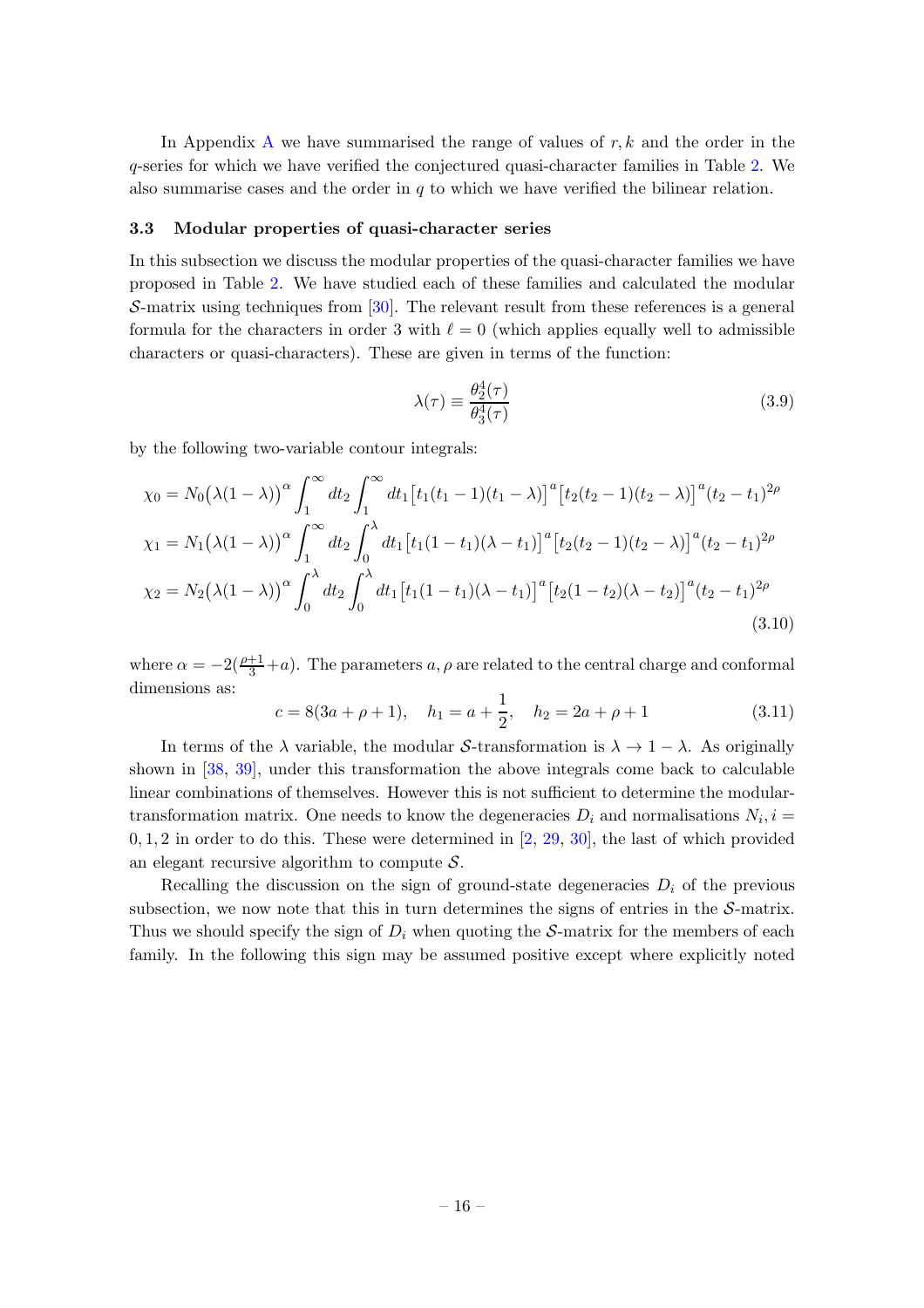In Appendix A we have summarised the range of values of $r, k$ and the order in the $q$-series for which we have verified the conjectured quasi-character families in Table 2. We also summarise cases and the order in $q$ to which we have verified the bilinear relation.

### 3.3 Modular properties of quasi-character series

In this subsection we discuss the modular properties of the quasi-character families we have proposed in Table 2. We have studied each of these families and calculated the modular $\mathcal{S}$-matrix using techniques from [30]. The relevant result from these references is a general formula for the characters in order 3 with $\ell = 0$ (which applies equally well to admissible characters or quasi-characters). These are given in terms of the function:

$$\lambda(\tau) \equiv \frac{\theta_2^4(\tau)}{\theta_3^4(\tau)} \tag{3.9}$$

by the following two-variable contour integrals:

$$\begin{aligned}
\chi_0 &= N_0\big(\lambda(1-\lambda)\big)^\alpha \int_1^\infty dt_2 \int_1^\infty dt_1 \big[t_1(t_1-1)(t_1-\lambda)\big]^a \big[t_2(t_2-1)(t_2-\lambda)\big]^a (t_2-t_1)^{2\rho} \\
\chi_1 &= N_1\big(\lambda(1-\lambda)\big)^\alpha \int_1^\infty dt_2 \int_0^\lambda dt_1 \big[t_1(1-t_1)(\lambda-t_1)\big]^a \big[t_2(t_2-1)(t_2-\lambda)\big]^a (t_2-t_1)^{2\rho} \\
\chi_2 &= N_2\big(\lambda(1-\lambda)\big)^\alpha \int_0^\lambda dt_2 \int_0^\lambda dt_1 \big[t_1(1-t_1)(\lambda-t_1)\big]^a \big[t_2(1-t_2)(\lambda-t_2)\big]^a (t_2-t_1)^{2\rho}
\end{aligned} \tag{3.10}$$

where $\alpha = -2(\frac{\rho+1}{3}+a)$. The parameters $a, \rho$ are related to the central charge and conformal dimensions as:

$$c = 8(3a+\rho+1), \quad h_1 = a + \frac{1}{2}, \quad h_2 = 2a+\rho+1 \tag{3.11}$$

In terms of the $\lambda$ variable, the modular $\mathcal{S}$-transformation is $\lambda \to 1-\lambda$. As originally shown in [38, 39], under this transformation the above integrals come back to calculable linear combinations of themselves. However this is not sufficient to determine the modular-transformation matrix. One needs to know the degeneracies $D_i$ and normalisations $N_i, i = 0, 1, 2$ in order to do this. These were determined in [2, 29, 30], the last of which provided an elegant recursive algorithm to compute $\mathcal{S}$.

Recalling the discussion on the sign of ground-state degeneracies $D_i$ of the previous subsection, we now note that this in turn determines the signs of entries in the $\mathcal{S}$-matrix. Thus we should specify the sign of $D_i$ when quoting the $\mathcal{S}$-matrix for the members of each family. In the following this sign may be assumed positive except where explicitly noted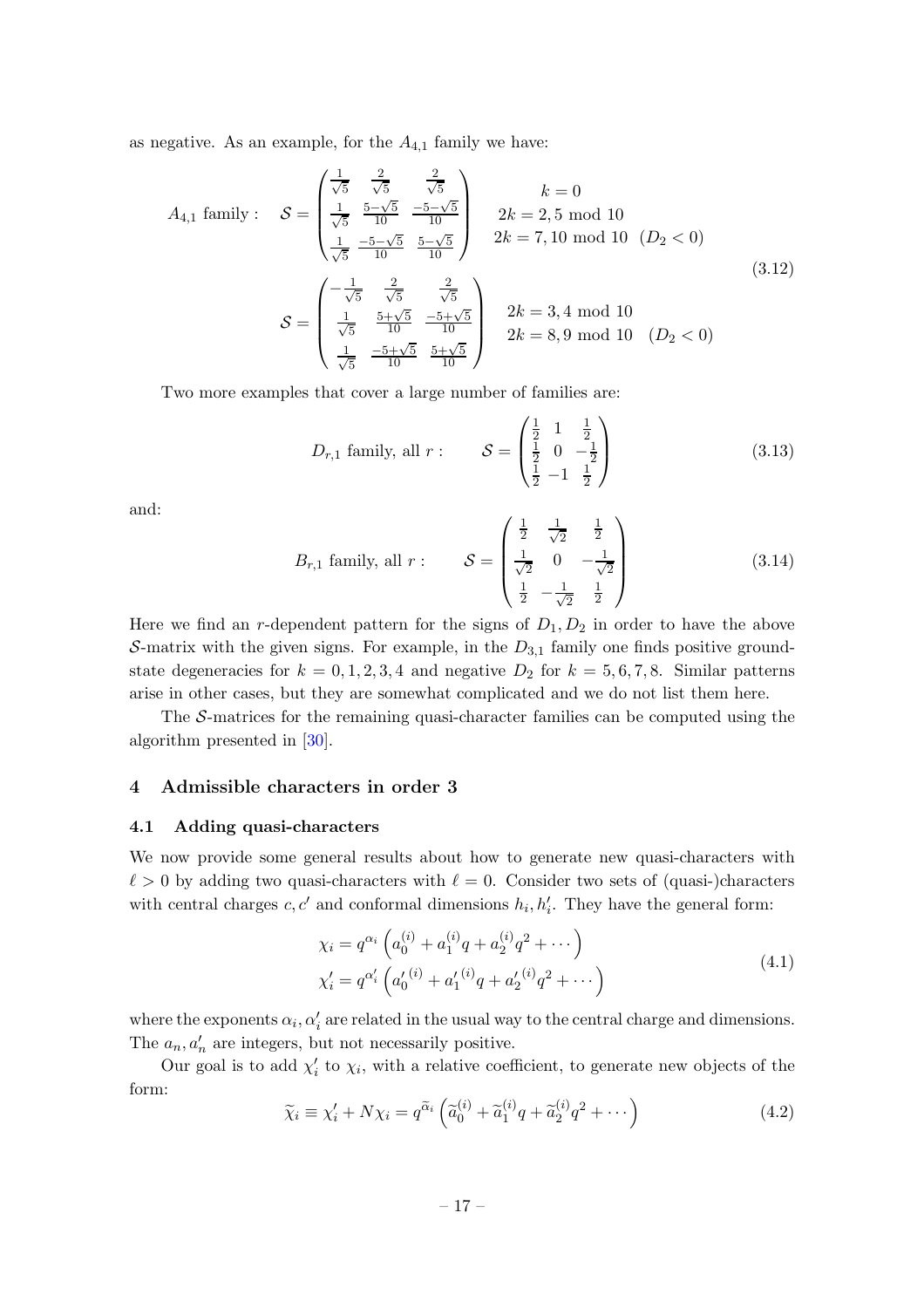as negative. As an example, for the $A_{4,1}$ family we have:

$$
\begin{aligned}
A_{4,1} \text{ family}: \quad \mathcal{S} &= \begin{pmatrix} \frac{1}{\sqrt{5}} & \frac{2}{\sqrt{5}} & \frac{2}{\sqrt{5}} \\ \frac{1}{\sqrt{5}} & \frac{5-\sqrt{5}}{10} & \frac{-5-\sqrt{5}}{10} \\ \frac{1}{\sqrt{5}} & \frac{-5-\sqrt{5}}{10} & \frac{5-\sqrt{5}}{10} \end{pmatrix} \quad \begin{array}{c} k=0 \\ 2k = 2,5 \bmod 10 \\ 2k = 7,10 \bmod 10 \quad (D_2 < 0) \end{array} \\
\mathcal{S} &= \begin{pmatrix} -\frac{1}{\sqrt{5}} & \frac{2}{\sqrt{5}} & \frac{2}{\sqrt{5}} \\ \frac{1}{\sqrt{5}} & \frac{5+\sqrt{5}}{10} & \frac{-5+\sqrt{5}}{10} \\ \frac{1}{\sqrt{5}} & \frac{-5+\sqrt{5}}{10} & \frac{5+\sqrt{5}}{10} \end{pmatrix} \quad \begin{array}{c} 2k = 3,4 \bmod 10 \\ 2k = 8,9 \bmod 10 \quad (D_2 < 0) \end{array}
\end{aligned}
\tag{3.12}
$$

Two more examples that cover a large number of families are:

$$
D_{r,1} \text{ family, all } r: \qquad \mathcal{S} = \begin{pmatrix} \frac{1}{2} & 1 & \frac{1}{2} \\ \frac{1}{2} & 0 & -\frac{1}{2} \\ \frac{1}{2} & -1 & \frac{1}{2} \end{pmatrix} \tag{3.13}
$$

and:

$$
B_{r,1} \text{ family, all } r: \qquad \mathcal{S} = \begin{pmatrix} \frac{1}{2} & \frac{1}{\sqrt{2}} & \frac{1}{2} \\ \frac{1}{\sqrt{2}} & 0 & -\frac{1}{\sqrt{2}} \\ \frac{1}{2} & -\frac{1}{\sqrt{2}} & \frac{1}{2} \end{pmatrix} \tag{3.14}
$$

Here we find an $r$-dependent pattern for the signs of $D_1, D_2$ in order to have the above $\mathcal{S}$-matrix with the given signs. For example, in the $D_{3,1}$ family one finds positive ground-state degeneracies for $k = 0,1,2,3,4$ and negative $D_2$ for $k = 5,6,7,8$. Similar patterns arise in other cases, but they are somewhat complicated and we do not list them here.

The $\mathcal{S}$-matrices for the remaining quasi-character families can be computed using the algorithm presented in [30].

## 4 Admissible characters in order 3

### 4.1 Adding quasi-characters

We now provide some general results about how to generate new quasi-characters with $\ell > 0$ by adding two quasi-characters with $\ell = 0$. Consider two sets of (quasi-)characters with central charges $c, c'$ and conformal dimensions $h_i, h'_i$. They have the general form:

$$
\begin{aligned}
\chi_i &= q^{\alpha_i}\left(a_0^{(i)} + a_1^{(i)} q + a_2^{(i)} q^2 + \cdots\right) \\
\chi'_i &= q^{\alpha'_i}\left({a'_0}^{(i)} + {a'_1}^{(i)} q + {a'_2}^{(i)} q^2 + \cdots\right)
\end{aligned}
\tag{4.1}
$$

where the exponents $\alpha_i, \alpha'_i$ are related in the usual way to the central charge and dimensions. The $a_n, a'_n$ are integers, but not necessarily positive.

Our goal is to add $\chi'_i$ to $\chi_i$, with a relative coefficient, to generate new objects of the form:

$$
\widetilde{\chi}_i \equiv \chi'_i + N\chi_i = q^{\widetilde{\alpha}_i}\left(\widetilde{a}_0^{(i)} + \widetilde{a}_1^{(i)} q + \widetilde{a}_2^{(i)} q^2 + \cdots\right) \tag{4.2}
$$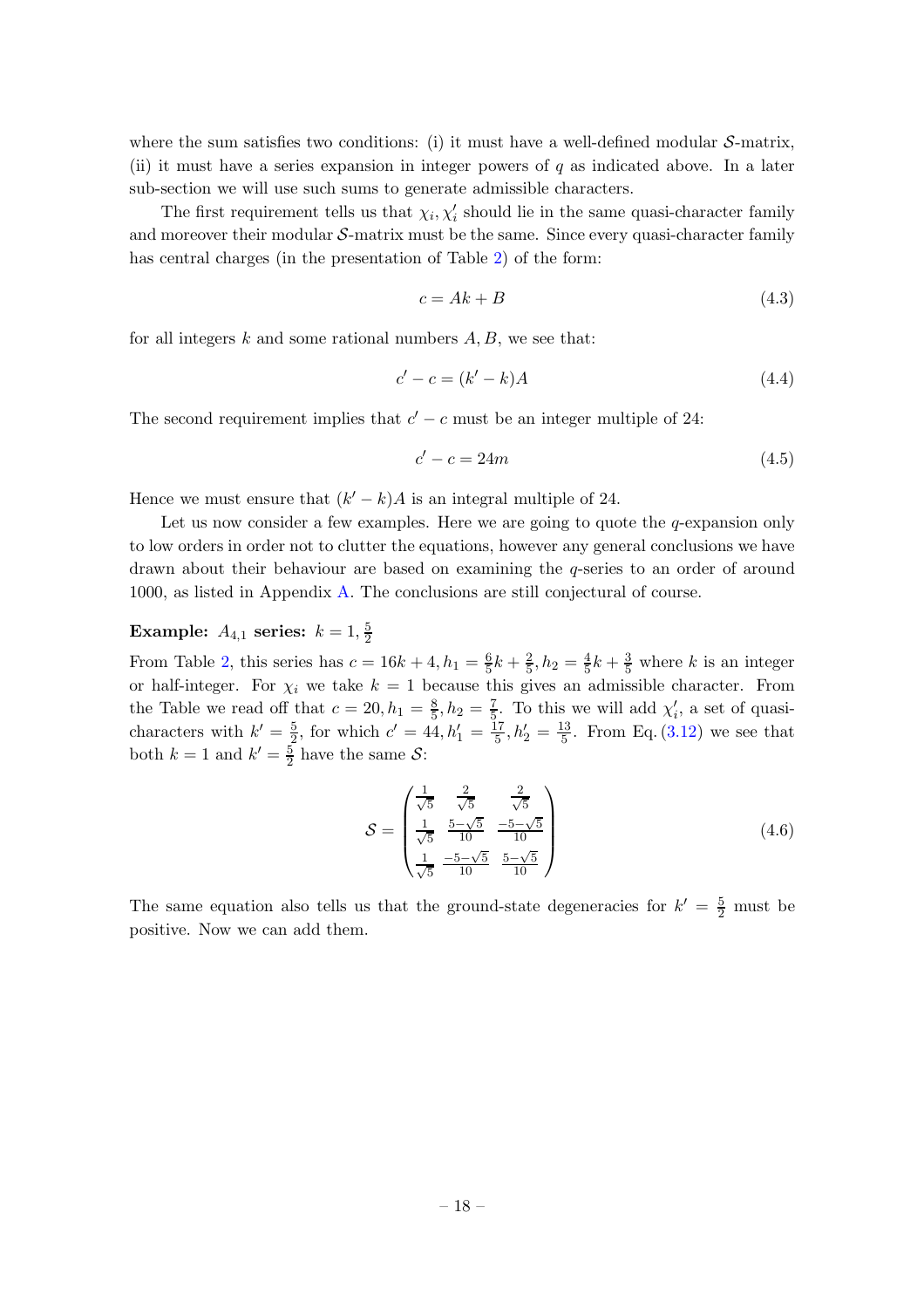where the sum satisfies two conditions: (i) it must have a well-defined modular $\mathcal{S}$-matrix, (ii) it must have a series expansion in integer powers of $q$ as indicated above. In a later sub-section we will use such sums to generate admissible characters.

The first requirement tells us that $\chi_i, \chi_i'$ should lie in the same quasi-character family and moreover their modular $\mathcal{S}$-matrix must be the same. Since every quasi-character family has central charges (in the presentation of Table 2) of the form:

$$c = Ak + B \tag{4.3}$$

for all integers $k$ and some rational numbers $A, B$, we see that:

$$c' - c = (k' - k)A \tag{4.4}$$

The second requirement implies that $c' - c$ must be an integer multiple of 24:

$$c' - c = 24m \tag{4.5}$$

Hence we must ensure that $(k' - k)A$ is an integral multiple of 24.

Let us now consider a few examples. Here we are going to quote the $q$-expansion only to low orders in order not to clutter the equations, however any general conclusions we have drawn about their behaviour are based on examining the $q$-series to an order of around 1000, as listed in Appendix A. The conclusions are still conjectural of course.

**Example: $A_{4,1}$ series: $k = 1, \frac{5}{2}$**

From Table 2, this series has $c = 16k + 4, h_1 = \frac{6}{5}k + \frac{2}{5}, h_2 = \frac{4}{5}k + \frac{3}{5}$ where $k$ is an integer or half-integer. For $\chi_i$ we take $k = 1$ because this gives an admissible character. From the Table we read off that $c = 20, h_1 = \frac{8}{5}, h_2 = \frac{7}{5}$. To this we will add $\chi_i'$, a set of quasi-characters with $k' = \frac{5}{2}$, for which $c' = 44, h_1' = \frac{17}{5}, h_2' = \frac{13}{5}$. From Eq. (3.12) we see that both $k = 1$ and $k' = \frac{5}{2}$ have the same $\mathcal{S}$:

$$\mathcal{S} = \begin{pmatrix} \frac{1}{\sqrt{5}} & \frac{2}{\sqrt{5}} & \frac{2}{\sqrt{5}} \\ \frac{1}{\sqrt{5}} & \frac{5-\sqrt{5}}{10} & \frac{-5-\sqrt{5}}{10} \\ \frac{1}{\sqrt{5}} & \frac{-5-\sqrt{5}}{10} & \frac{5-\sqrt{5}}{10} \end{pmatrix} \tag{4.6}$$

The same equation also tells us that the ground-state degeneracies for $k' = \frac{5}{2}$ must be positive. Now we can add them.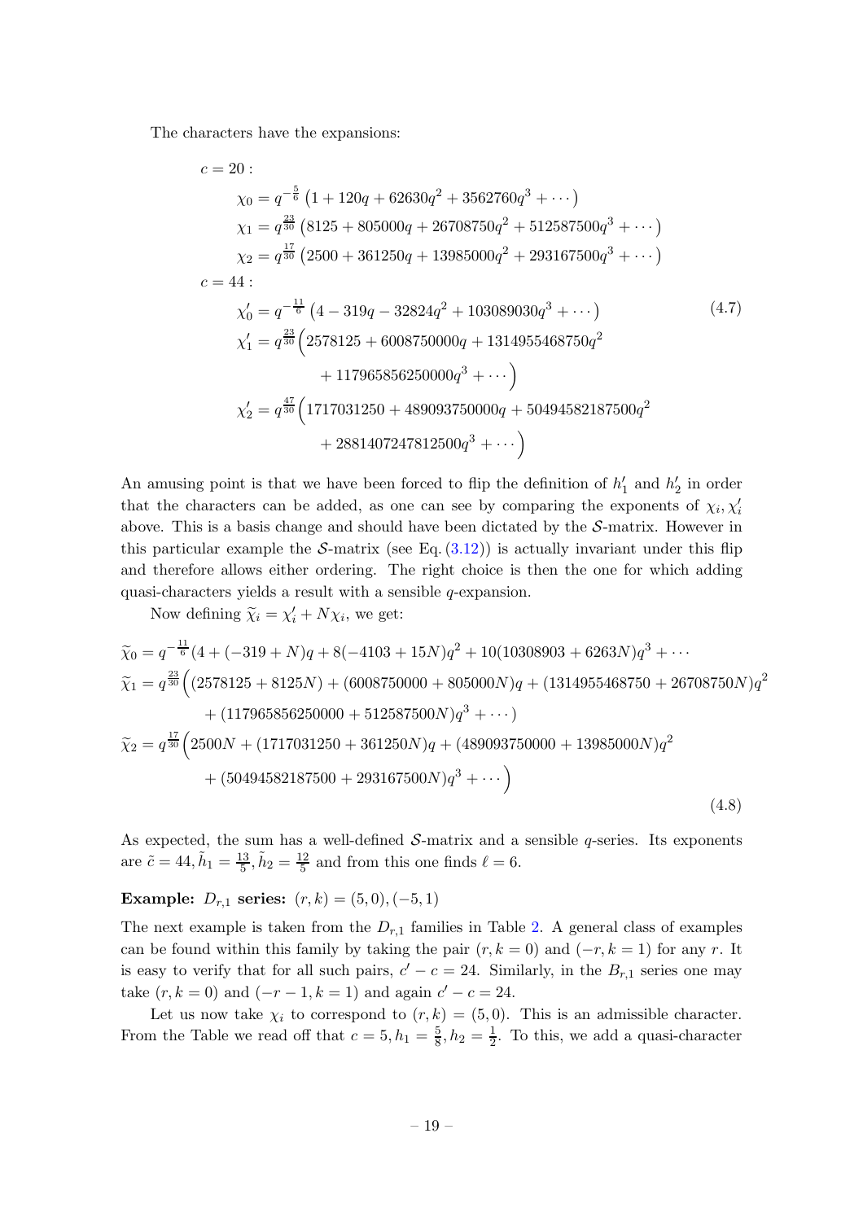The characters have the expansions:

$$
\begin{aligned}
c = 20 :& \\
&\chi_0 = q^{-\frac{5}{6}} \left(1 + 120q + 62630q^2 + 3562760q^3 + \cdots\right) \\
&\chi_1 = q^{\frac{23}{30}} \left(8125 + 805000q + 26708750q^2 + 512587500q^3 + \cdots\right) \\
&\chi_2 = q^{\frac{17}{30}} \left(2500 + 361250q + 13985000q^2 + 293167500q^3 + \cdots\right) \\
c = 44 :& \\
&\chi_0' = q^{-\frac{11}{6}} \left(4 - 319q - 32824q^2 + 103089030q^3 + \cdots\right) \\
&\chi_1' = q^{\frac{23}{30}} \Big(2578125 + 6008750000q + 1314955468750q^2 \\
&\qquad\qquad + 117965856250000q^3 + \cdots\Big) \\
&\chi_2' = q^{\frac{47}{30}} \Big(1717031250 + 489093750000q + 50494582187500q^2 \\
&\qquad\qquad + 2881407247812500q^3 + \cdots\Big)
\end{aligned}
\tag{4.7}
$$

An amusing point is that we have been forced to flip the definition of $h_1'$ and $h_2'$ in order that the characters can be added, as one can see by comparing the exponents of $\chi_i, \chi_i'$ above. This is a basis change and should have been dictated by the $\mathcal{S}$-matrix. However in this particular example the $\mathcal{S}$-matrix (see Eq. (3.12)) is actually invariant under this flip and therefore allows either ordering. The right choice is then the one for which adding quasi-characters yields a result with a sensible $q$-expansion.

Now defining $\widetilde{\chi}_i = \chi_i' + N\chi_i$, we get:

$$
\begin{aligned}
\widetilde{\chi}_0 &= q^{-\frac{11}{6}}(4 + (-319 + N)q + 8(-4103 + 15N)q^2 + 10(10308903 + 6263N)q^3 + \cdots \\
\widetilde{\chi}_1 &= q^{\frac{23}{30}}\Big((2578125 + 8125N) + (6008750000 + 805000N)q + (1314955468750 + 26708750N)q^2 \\
&\qquad + (117965856250000 + 512587500N)q^3 + \cdots) \\
\widetilde{\chi}_2 &= q^{\frac{17}{30}}\Big(2500N + (1717031250 + 361250N)q + (489093750000 + 13985000N)q^2 \\
&\qquad + (50494582187500 + 293167500N)q^3 + \cdots\Big)
\end{aligned}
\tag{4.8}
$$

As expected, the sum has a well-defined $\mathcal{S}$-matrix and a sensible $q$-series. Its exponents are $\tilde{c} = 44, \tilde{h}_1 = \frac{13}{5}, \tilde{h}_2 = \frac{12}{5}$ and from this one finds $\ell = 6$.

**Example: $D_{r,1}$ series:** $(r,k) = (5,0), (-5,1)$

The next example is taken from the $D_{r,1}$ families in Table 2. A general class of examples can be found within this family by taking the pair $(r, k = 0)$ and $(-r, k = 1)$ for any $r$. It is easy to verify that for all such pairs, $c' - c = 24$. Similarly, in the $B_{r,1}$ series one may take $(r, k = 0)$ and $(-r-1, k = 1)$ and again $c' - c = 24$.

Let us now take $\chi_i$ to correspond to $(r,k) = (5,0)$. This is an admissible character. From the Table we read off that $c = 5, h_1 = \frac{5}{8}, h_2 = \frac{1}{2}$. To this, we add a quasi-character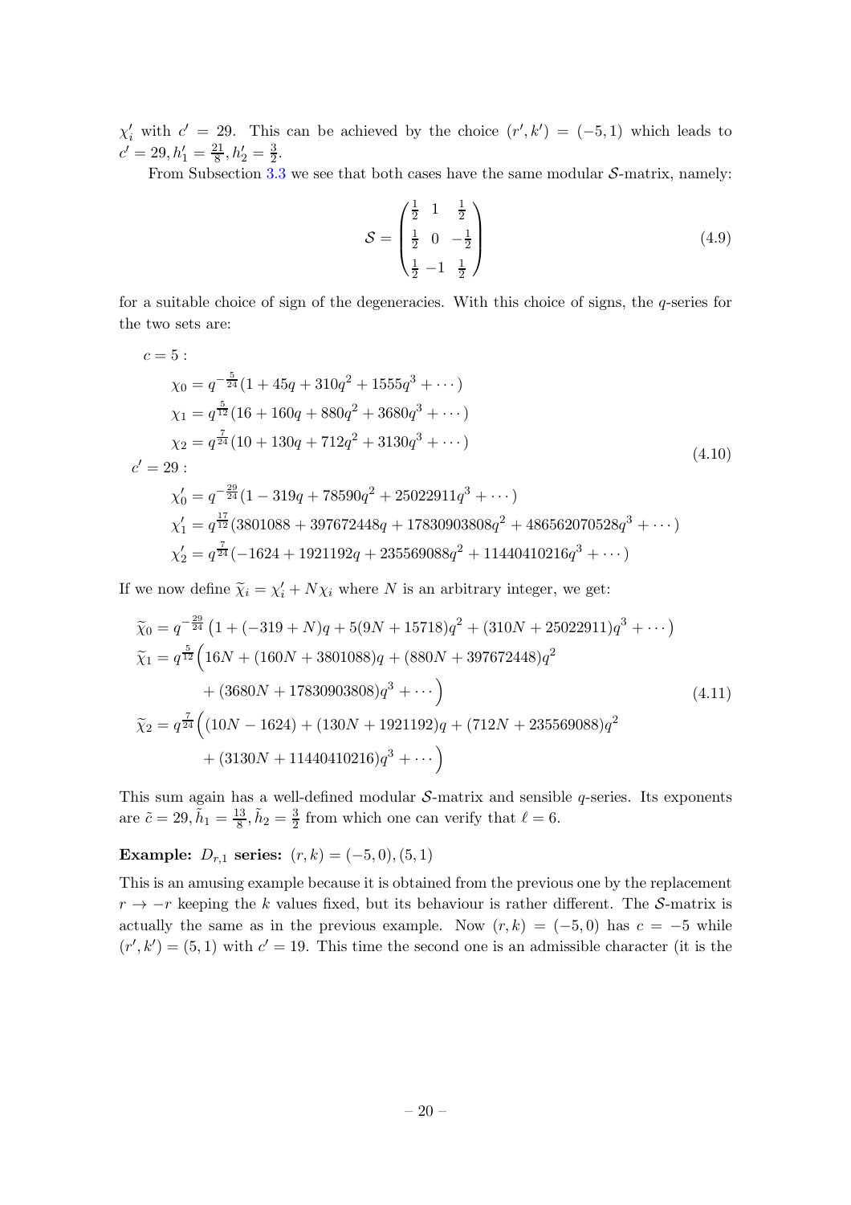$\chi'_i$ with $c' = 29$. This can be achieved by the choice $(r', k') = (-5, 1)$ which leads to $c' = 29, h'_1 = \frac{21}{8}, h'_2 = \frac{3}{2}$.

From Subsection 3.3 we see that both cases have the same modular $\mathcal{S}$-matrix, namely:

$$\mathcal{S} = \begin{pmatrix} \frac{1}{2} & 1 & \frac{1}{2} \\ \frac{1}{2} & 0 & -\frac{1}{2} \\ \frac{1}{2} & -1 & \frac{1}{2} \end{pmatrix} \tag{4.9}$$

for a suitable choice of sign of the degeneracies. With this choice of signs, the $q$-series for the two sets are:

$$\begin{aligned}
c = 5 :& \\
&\chi_0 = q^{-\frac{5}{24}}(1 + 45q + 310q^2 + 1555q^3 + \cdots) \\
&\chi_1 = q^{\frac{5}{12}}(16 + 160q + 880q^2 + 3680q^3 + \cdots) \\
&\chi_2 = q^{\frac{7}{24}}(10 + 130q + 712q^2 + 3130q^3 + \cdots) \\
c' = 29 :& \\
&\chi'_0 = q^{-\frac{29}{24}}(1 - 319q + 78590q^2 + 25022911q^3 + \cdots) \\
&\chi'_1 = q^{\frac{17}{12}}(3801088 + 397672448q + 17830903808q^2 + 486562070528q^3 + \cdots) \\
&\chi'_2 = q^{\frac{7}{24}}(-1624 + 1921192q + 235569088q^2 + 11440410216q^3 + \cdots)
\end{aligned} \tag{4.10}$$

If we now define $\widetilde{\chi}_i = \chi'_i + N\chi_i$ where $N$ is an arbitrary integer, we get:

$$\begin{aligned}
\widetilde{\chi}_0 &= q^{-\frac{29}{24}}\left(1 + (-319 + N)q + 5(9N + 15718)q^2 + (310N + 25022911)q^3 + \cdots\right) \\
\widetilde{\chi}_1 &= q^{\frac{5}{12}}\Big(16N + (160N + 3801088)q + (880N + 397672448)q^2 \\
&\qquad + (3680N + 17830903808)q^3 + \cdots\Big) \\
\widetilde{\chi}_2 &= q^{\frac{7}{24}}\Big((10N - 1624) + (130N + 1921192)q + (712N + 235569088)q^2 \\
&\qquad + (3130N + 11440410216)q^3 + \cdots\Big)
\end{aligned} \tag{4.11}$$

This sum again has a well-defined modular $\mathcal{S}$-matrix and sensible $q$-series. Its exponents are $\tilde{c} = 29, \tilde{h}_1 = \frac{13}{8}, \tilde{h}_2 = \frac{3}{2}$ from which one can verify that $\ell = 6$.

**Example: $D_{r,1}$ series:** $(r, k) = (-5, 0), (5, 1)$

This is an amusing example because it is obtained from the previous one by the replacement $r \to -r$ keeping the $k$ values fixed, but its behaviour is rather different. The $\mathcal{S}$-matrix is actually the same as in the previous example. Now $(r, k) = (-5, 0)$ has $c = -5$ while $(r', k') = (5, 1)$ with $c' = 19$. This time the second one is an admissible character (it is the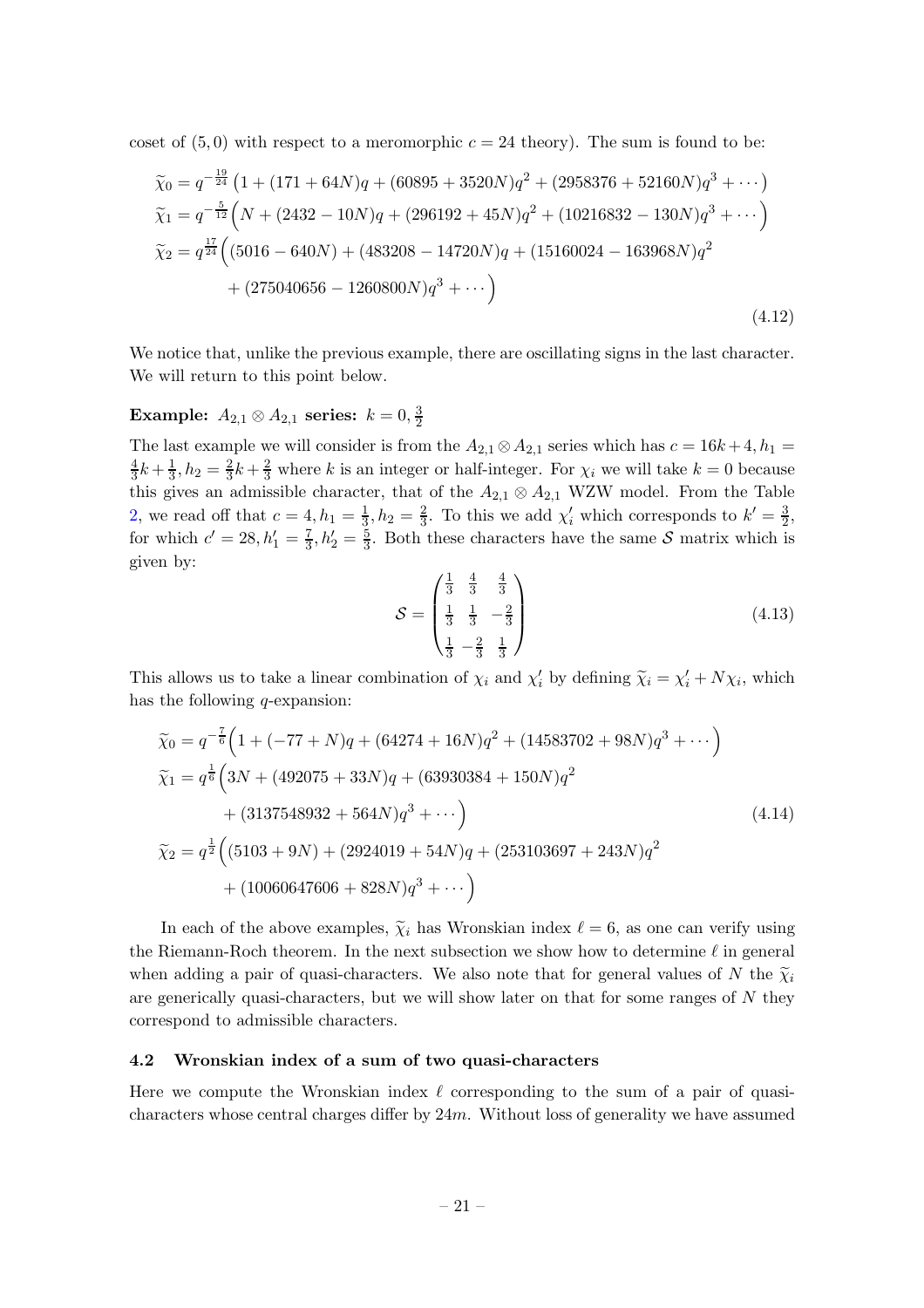coset of $(5,0)$ with respect to a meromorphic $c=24$ theory). The sum is found to be:

$$
\begin{aligned}
\widetilde{\chi}_0 &= q^{-\frac{19}{24}}\left(1+(171+64N)q+(60895+3520N)q^2+(2958376+52160N)q^3+\cdots\right)\\
\widetilde{\chi}_1 &= q^{-\frac{5}{12}}\Big(N+(2432-10N)q+(296192+45N)q^2+(10216832-130N)q^3+\cdots\Big)\\
\widetilde{\chi}_2 &= q^{\frac{17}{24}}\Big((5016-640N)+(483208-14720N)q+(15160024-163968N)q^2\\
&\qquad +(275040656-1260800N)q^3+\cdots\Big)
\end{aligned}
\tag{4.12}
$$

We notice that, unlike the previous example, there are oscillating signs in the last character. We will return to this point below.

**Example: $A_{2,1}\otimes A_{2,1}$ series: $k=0,\frac{3}{2}$**

The last example we will consider is from the $A_{2,1}\otimes A_{2,1}$ series which has $c=16k+4, h_1=\frac{4}{3}k+\frac{1}{3}, h_2=\frac{2}{3}k+\frac{2}{3}$ where $k$ is an integer or half-integer. For $\chi_i$ we will take $k=0$ because this gives an admissible character, that of the $A_{2,1}\otimes A_{2,1}$ WZW model. From the Table 2, we read off that $c=4, h_1=\frac{1}{3}, h_2=\frac{2}{3}$. To this we add $\chi_i'$ which corresponds to $k'=\frac{3}{2}$, for which $c'=28, h_1'=\frac{7}{3}, h_2'=\frac{5}{3}$. Both these characters have the same $\mathcal{S}$ matrix which is given by:

$$
\mathcal{S}=\begin{pmatrix}\frac{1}{3} & \frac{4}{3} & \frac{4}{3}\\ \frac{1}{3} & \frac{1}{3} & -\frac{2}{3}\\ \frac{1}{3} & -\frac{2}{3} & \frac{1}{3}\end{pmatrix}
\tag{4.13}
$$

This allows us to take a linear combination of $\chi_i$ and $\chi_i'$ by defining $\widetilde{\chi}_i=\chi_i'+N\chi_i$, which has the following $q$-expansion:

$$
\begin{aligned}
\widetilde{\chi}_0 &= q^{-\frac{7}{6}}\Big(1+(-77+N)q+(64274+16N)q^2+(14583702+98N)q^3+\cdots\Big)\\
\widetilde{\chi}_1 &= q^{\frac{1}{6}}\Big(3N+(492075+33N)q+(63930384+150N)q^2\\
&\qquad +(3137548932+564N)q^3+\cdots\Big)\\
\widetilde{\chi}_2 &= q^{\frac{1}{2}}\Big((5103+9N)+(2924019+54N)q+(253103697+243N)q^2\\
&\qquad +(10060647606+828N)q^3+\cdots\Big)
\end{aligned}
\tag{4.14}
$$

In each of the above examples, $\widetilde{\chi}_i$ has Wronskian index $\ell=6$, as one can verify using the Riemann-Roch theorem. In the next subsection we show how to determine $\ell$ in general when adding a pair of quasi-characters. We also note that for general values of $N$ the $\widetilde{\chi}_i$ are generically quasi-characters, but we will show later on that for some ranges of $N$ they correspond to admissible characters.

### 4.2 Wronskian index of a sum of two quasi-characters

Here we compute the Wronskian index $\ell$ corresponding to the sum of a pair of quasi-characters whose central charges differ by $24m$. Without loss of generality we have assumed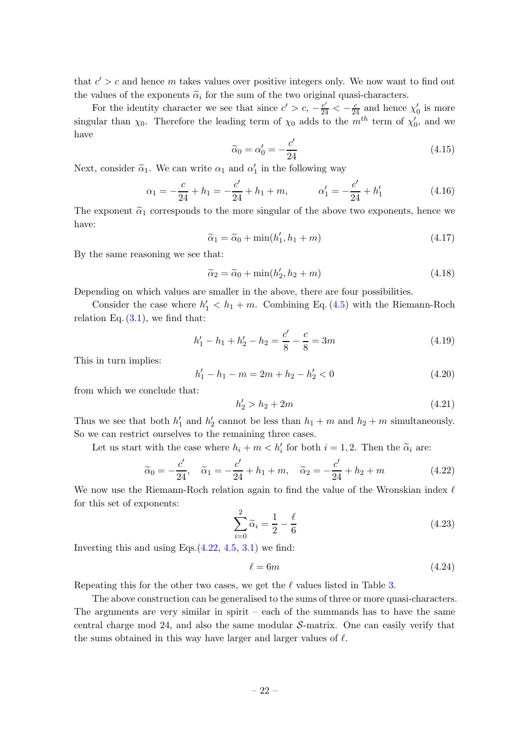that $c' > c$ and hence $m$ takes values over positive integers only. We now want to find out the values of the exponents $\widetilde{\alpha}_i$ for the sum of the two original quasi-characters.

For the identity character we see that since $c' > c$, $-\frac{c'}{24} < -\frac{c}{24}$ and hence $\chi_0'$ is more singular than $\chi_0$. Therefore the leading term of $\chi_0$ adds to the $m^{th}$ term of $\chi_0'$, and we have

$$\widetilde{\alpha}_0 = \alpha_0' = -\frac{c'}{24} \tag{4.15}$$

Next, consider $\widetilde{\alpha}_1$. We can write $\alpha_1$ and $\alpha_1'$ in the following way

$$\alpha_1 = -\frac{c}{24} + h_1 = -\frac{c'}{24} + h_1 + m, \qquad \alpha_1' = -\frac{c'}{24} + h_1' \tag{4.16}$$

The exponent $\widetilde{\alpha}_1$ corresponds to the more singular of the above two exponents, hence we have:

$$\widetilde{\alpha}_1 = \widetilde{\alpha}_0 + \min(h_1', h_1 + m) \tag{4.17}$$

By the same reasoning we see that:

$$\widetilde{\alpha}_2 = \widetilde{\alpha}_0 + \min(h_2', h_2 + m) \tag{4.18}$$

Depending on which values are smaller in the above, there are four possibilities.

Consider the case where $h_1' < h_1 + m$. Combining Eq. (4.5) with the Riemann-Roch relation Eq. (3.1), we find that:

$$h_1' - h_1 + h_2' - h_2 = \frac{c'}{8} - \frac{c}{8} = 3m \tag{4.19}$$

This in turn implies:

$$h_1' - h_1 - m = 2m + h_2 - h_2' < 0 \tag{4.20}$$

from which we conclude that:

$$h_2' > h_2 + 2m \tag{4.21}$$

Thus we see that both $h_1'$ and $h_2'$ cannot be less than $h_1 + m$ and $h_2 + m$ simultaneously. So we can restrict ourselves to the remaining three cases.

Let us start with the case where $h_i + m < h_i'$ for both $i = 1, 2$. Then the $\widetilde{\alpha}_i$ are:

$$\widetilde{\alpha}_0 = -\frac{c'}{24}, \quad \widetilde{\alpha}_1 = -\frac{c'}{24} + h_1 + m, \quad \widetilde{\alpha}_2 = -\frac{c'}{24} + h_2 + m \tag{4.22}$$

We now use the Riemann-Roch relation again to find the value of the Wronskian index $\ell$ for this set of exponents:

$$\sum_{i=0}^{2} \widetilde{\alpha}_i = \frac{1}{2} - \frac{\ell}{6} \tag{4.23}$$

Inverting this and using Eqs.(4.22, 4.5, 3.1) we find:

$$\ell = 6m \tag{4.24}$$

Repeating this for the other two cases, we get the $\ell$ values listed in Table 3.

The above construction can be generalised to the sums of three or more quasi-characters. The arguments are very similar in spirit – each of the summands has to have the same central charge mod 24, and also the same modular $\mathcal{S}$-matrix. One can easily verify that the sums obtained in this way have larger and larger values of $\ell$.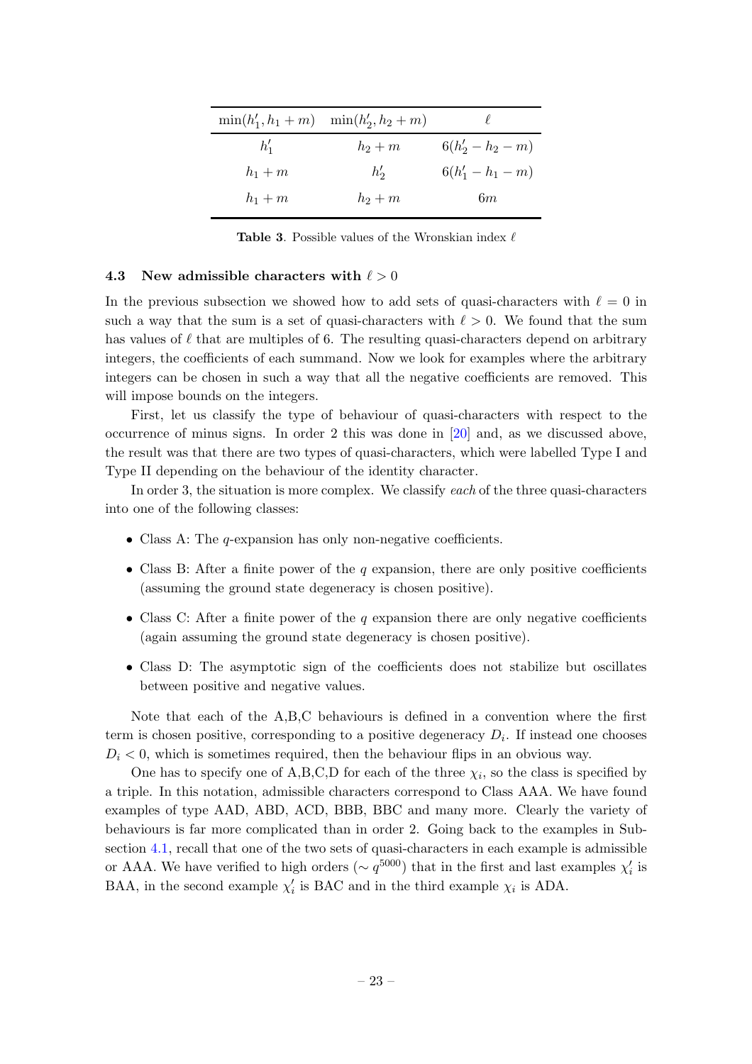| $\min(h_1', h_1+m)$ | $\min(h_2', h_2+m)$ | $\ell$ |
|---|---|---|
| $h_1'$ | $h_2+m$ | $6(h_2'-h_2-m)$ |
| $h_1+m$ | $h_2'$ | $6(h_1'-h_1-m)$ |
| $h_1+m$ | $h_2+m$ | $6m$ |

**Table 3**. Possible values of the Wronskian index $\ell$

### 4.3 New admissible characters with $\ell > 0$

In the previous subsection we showed how to add sets of quasi-characters with $\ell = 0$ in such a way that the sum is a set of quasi-characters with $\ell > 0$. We found that the sum has values of $\ell$ that are multiples of 6. The resulting quasi-characters depend on arbitrary integers, the coefficients of each summand. Now we look for examples where the arbitrary integers can be chosen in such a way that all the negative coefficients are removed. This will impose bounds on the integers.

First, let us classify the type of behaviour of quasi-characters with respect to the occurrence of minus signs. In order 2 this was done in [20] and, as we discussed above, the result was that there are two types of quasi-characters, which were labelled Type I and Type II depending on the behaviour of the identity character.

In order 3, the situation is more complex. We classify *each* of the three quasi-characters into one of the following classes:

- Class A: The $q$-expansion has only non-negative coefficients.
- Class B: After a finite power of the $q$ expansion, there are only positive coefficients (assuming the ground state degeneracy is chosen positive).
- Class C: After a finite power of the $q$ expansion there are only negative coefficients (again assuming the ground state degeneracy is chosen positive).
- Class D: The asymptotic sign of the coefficients does not stabilize but oscillates between positive and negative values.

Note that each of the A,B,C behaviours is defined in a convention where the first term is chosen positive, corresponding to a positive degeneracy $D_i$. If instead one chooses $D_i < 0$, which is sometimes required, then the behaviour flips in an obvious way.

One has to specify one of A,B,C,D for each of the three $\chi_i$, so the class is specified by a triple. In this notation, admissible characters correspond to Class AAA. We have found examples of type AAD, ABD, ACD, BBB, BBC and many more. Clearly the variety of behaviours is far more complicated than in order 2. Going back to the examples in Subsection 4.1, recall that one of the two sets of quasi-characters in each example is admissible or AAA. We have verified to high orders ($\sim q^{5000}$) that in the first and last examples $\chi_i'$ is BAA, in the second example $\chi_i'$ is BAC and in the third example $\chi_i$ is ADA.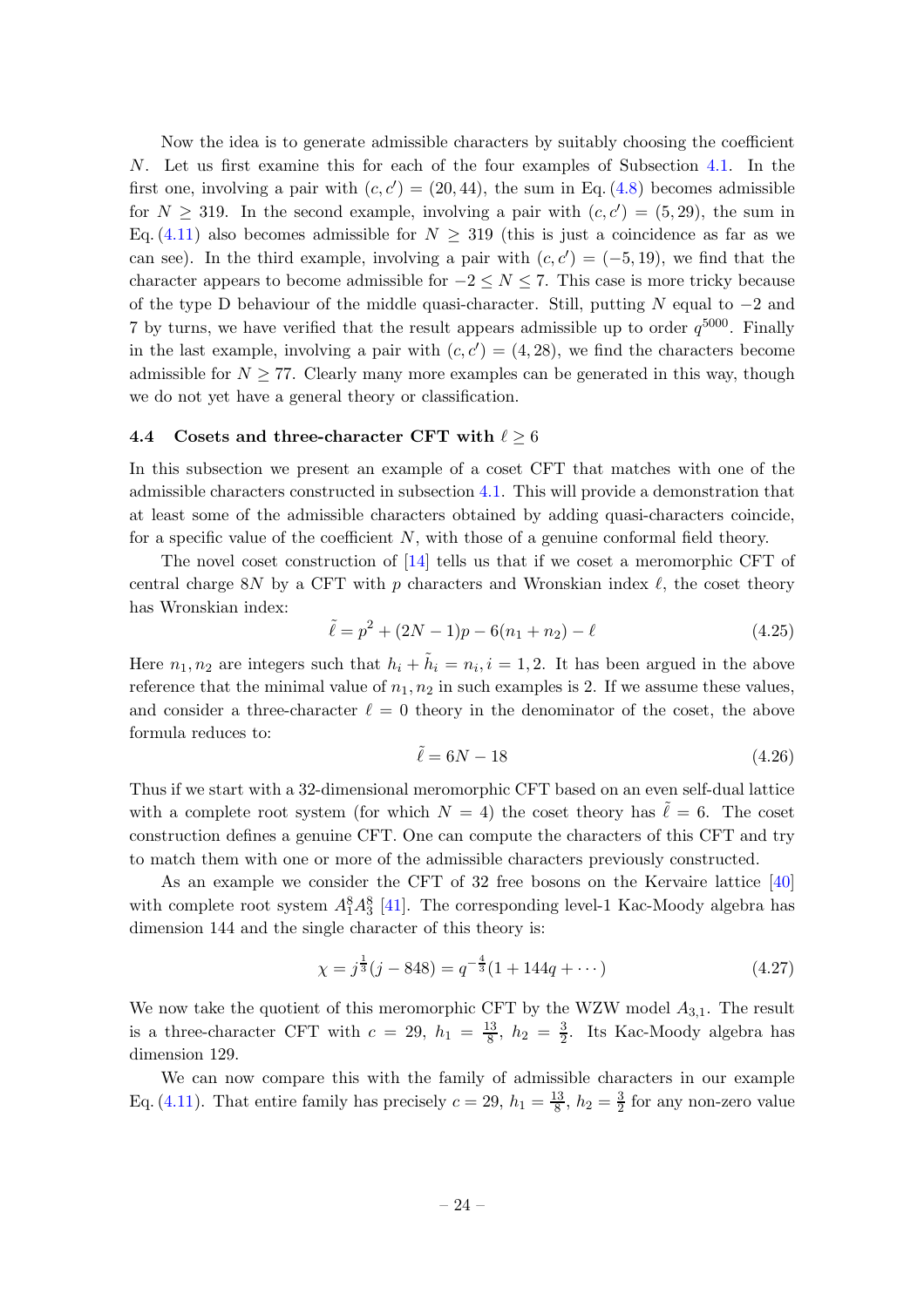Now the idea is to generate admissible characters by suitably choosing the coefficient $N$. Let us first examine this for each of the four examples of Subsection 4.1. In the first one, involving a pair with $(c, c') = (20, 44)$, the sum in Eq. (4.8) becomes admissible for $N \geq 319$. In the second example, involving a pair with $(c, c') = (5, 29)$, the sum in Eq. (4.11) also becomes admissible for $N \geq 319$ (this is just a coincidence as far as we can see). In the third example, involving a pair with $(c, c') = (-5, 19)$, we find that the character appears to become admissible for $-2 \leq N \leq 7$. This case is more tricky because of the type D behaviour of the middle quasi-character. Still, putting $N$ equal to $-2$ and 7 by turns, we have verified that the result appears admissible up to order $q^{5000}$. Finally in the last example, involving a pair with $(c, c') = (4, 28)$, we find the characters become admissible for $N \geq 77$. Clearly many more examples can be generated in this way, though we do not yet have a general theory or classification.

### 4.4 Cosets and three-character CFT with $\ell \geq 6$

In this subsection we present an example of a coset CFT that matches with one of the admissible characters constructed in subsection 4.1. This will provide a demonstration that at least some of the admissible characters obtained by adding quasi-characters coincide, for a specific value of the coefficient $N$, with those of a genuine conformal field theory.

The novel coset construction of [14] tells us that if we coset a meromorphic CFT of central charge $8N$ by a CFT with $p$ characters and Wronskian index $\ell$, the coset theory has Wronskian index:

$$\tilde{\ell} = p^2 + (2N - 1)p - 6(n_1 + n_2) - \ell \tag{4.25}$$

Here $n_1, n_2$ are integers such that $h_i + \tilde{h}_i = n_i, i = 1, 2$. It has been argued in the above reference that the minimal value of $n_1, n_2$ in such examples is 2. If we assume these values, and consider a three-character $\ell = 0$ theory in the denominator of the coset, the above formula reduces to:

$$\tilde{\ell} = 6N - 18 \tag{4.26}$$

Thus if we start with a 32-dimensional meromorphic CFT based on an even self-dual lattice with a complete root system (for which $N = 4$) the coset theory has $\tilde{\ell} = 6$. The coset construction defines a genuine CFT. One can compute the characters of this CFT and try to match them with one or more of the admissible characters previously constructed.

As an example we consider the CFT of 32 free bosons on the Kervaire lattice [40] with complete root system $A_1^8 A_3^8$ [41]. The corresponding level-1 Kac-Moody algebra has dimension 144 and the single character of this theory is:

$$\chi = j^{\frac{1}{3}}(j - 848) = q^{-\frac{4}{3}}(1 + 144q + \cdots) \tag{4.27}$$

We now take the quotient of this meromorphic CFT by the WZW model $A_{3,1}$. The result is a three-character CFT with $c = 29$, $h_1 = \frac{13}{8}$, $h_2 = \frac{3}{2}$. Its Kac-Moody algebra has dimension 129.

We can now compare this with the family of admissible characters in our example Eq. (4.11). That entire family has precisely $c = 29$, $h_1 = \frac{13}{8}$, $h_2 = \frac{3}{2}$ for any non-zero value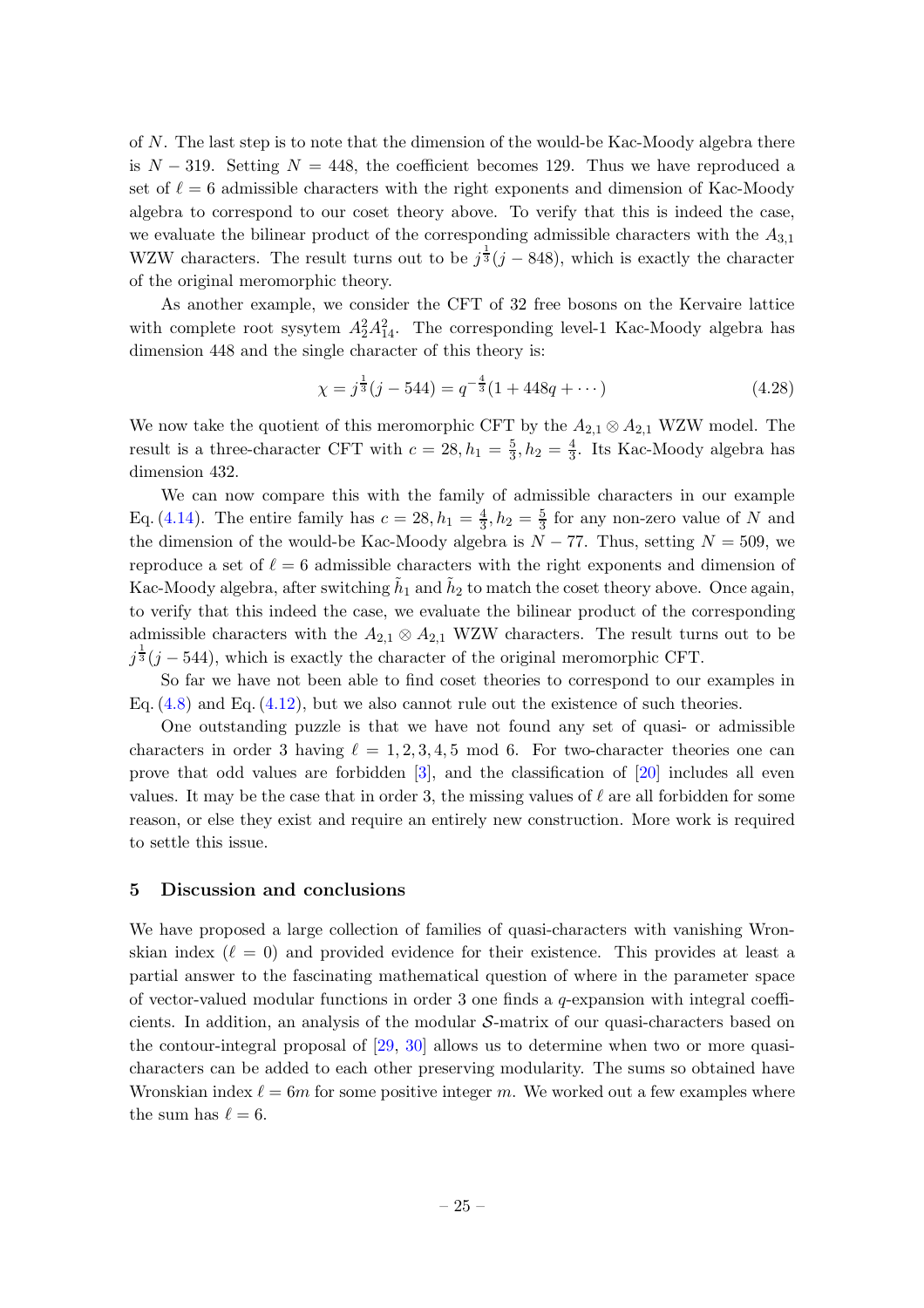of $N$. The last step is to note that the dimension of the would-be Kac-Moody algebra there is $N - 319$. Setting $N = 448$, the coefficient becomes 129. Thus we have reproduced a set of $\ell = 6$ admissible characters with the right exponents and dimension of Kac-Moody algebra to correspond to our coset theory above. To verify that this is indeed the case, we evaluate the bilinear product of the corresponding admissible characters with the $A_{3,1}$ WZW characters. The result turns out to be $j^{\frac{1}{3}}(j - 848)$, which is exactly the character of the original meromorphic theory.

As another example, we consider the CFT of 32 free bosons on the Kervaire lattice with complete root sysytem $A_2^2 A_{14}^2$. The corresponding level-1 Kac-Moody algebra has dimension 448 and the single character of this theory is:

$$\chi = j^{\frac{1}{3}}(j - 544) = q^{-\frac{4}{3}}(1 + 448q + \cdots) \tag{4.28}$$

We now take the quotient of this meromorphic CFT by the $A_{2,1} \otimes A_{2,1}$ WZW model. The result is a three-character CFT with $c = 28, h_1 = \frac{5}{3}, h_2 = \frac{4}{3}$. Its Kac-Moody algebra has dimension 432.

We can now compare this with the family of admissible characters in our example Eq. (4.14). The entire family has $c = 28, h_1 = \frac{4}{3}, h_2 = \frac{5}{3}$ for any non-zero value of $N$ and the dimension of the would-be Kac-Moody algebra is $N - 77$. Thus, setting $N = 509$, we reproduce a set of $\ell = 6$ admissible characters with the right exponents and dimension of Kac-Moody algebra, after switching $\tilde{h}_1$ and $\tilde{h}_2$ to match the coset theory above. Once again, to verify that this indeed the case, we evaluate the bilinear product of the corresponding admissible characters with the $A_{2,1} \otimes A_{2,1}$ WZW characters. The result turns out to be $j^{\frac{1}{3}}(j - 544)$, which is exactly the character of the original meromorphic CFT.

So far we have not been able to find coset theories to correspond to our examples in Eq. (4.8) and Eq. (4.12), but we also cannot rule out the existence of such theories.

One outstanding puzzle is that we have not found any set of quasi- or admissible characters in order 3 having $\ell = 1, 2, 3, 4, 5 \bmod 6$. For two-character theories one can prove that odd values are forbidden [3], and the classification of [20] includes all even values. It may be the case that in order 3, the missing values of $\ell$ are all forbidden for some reason, or else they exist and require an entirely new construction. More work is required to settle this issue.

## 5 Discussion and conclusions

We have proposed a large collection of families of quasi-characters with vanishing Wronskian index ($\ell = 0$) and provided evidence for their existence. This provides at least a partial answer to the fascinating mathematical question of where in the parameter space of vector-valued modular functions in order 3 one finds a $q$-expansion with integral coefficients. In addition, an analysis of the modular $\mathcal{S}$-matrix of our quasi-characters based on the contour-integral proposal of [29, 30] allows us to determine when two or more quasi-characters can be added to each other preserving modularity. The sums so obtained have Wronskian index $\ell = 6m$ for some positive integer $m$. We worked out a few examples where the sum has $\ell = 6$.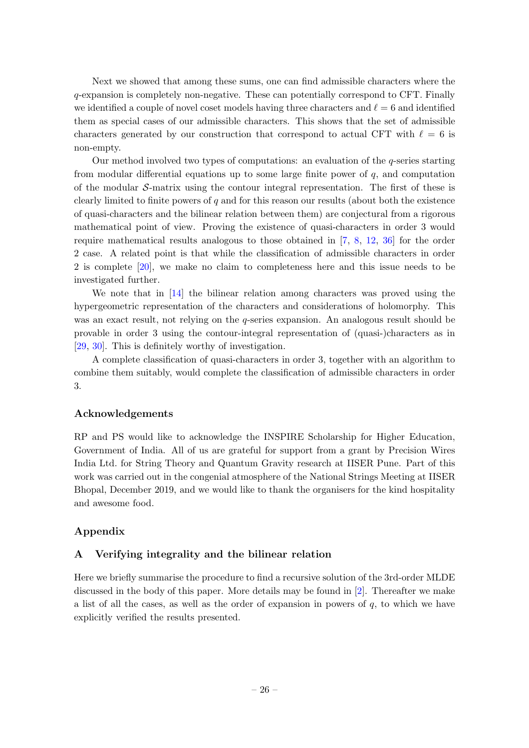Next we showed that among these sums, one can find admissible characters where the $q$-expansion is completely non-negative. These can potentially correspond to CFT. Finally we identified a couple of novel coset models having three characters and $\ell = 6$ and identified them as special cases of our admissible characters. This shows that the set of admissible characters generated by our construction that correspond to actual CFT with $\ell = 6$ is non-empty.

Our method involved two types of computations: an evaluation of the $q$-series starting from modular differential equations up to some large finite power of $q$, and computation of the modular $\mathcal{S}$-matrix using the contour integral representation. The first of these is clearly limited to finite powers of $q$ and for this reason our results (about both the existence of quasi-characters and the bilinear relation between them) are conjectural from a rigorous mathematical point of view. Proving the existence of quasi-characters in order 3 would require mathematical results analogous to those obtained in [7, 8, 12, 36] for the order 2 case. A related point is that while the classification of admissible characters in order 2 is complete [20], we make no claim to completeness here and this issue needs to be investigated further.

We note that in [14] the bilinear relation among characters was proved using the hypergeometric representation of the characters and considerations of holomorphy. This was an exact result, not relying on the $q$-series expansion. An analogous result should be provable in order 3 using the contour-integral representation of (quasi-)characters as in [29, 30]. This is definitely worthy of investigation.

A complete classification of quasi-characters in order 3, together with an algorithm to combine them suitably, would complete the classification of admissible characters in order 3.

### Acknowledgements

RP and PS would like to acknowledge the INSPIRE Scholarship for Higher Education, Government of India. All of us are grateful for support from a grant by Precision Wires India Ltd. for String Theory and Quantum Gravity research at IISER Pune. Part of this work was carried out in the congenial atmosphere of the National Strings Meeting at IISER Bhopal, December 2019, and we would like to thank the organisers for the kind hospitality and awesome food.

### Appendix

## A Verifying integrality and the bilinear relation

Here we briefly summarise the procedure to find a recursive solution of the 3rd-order MLDE discussed in the body of this paper. More details may be found in [2]. Thereafter we make a list of all the cases, as well as the order of expansion in powers of $q$, to which we have explicitly verified the results presented.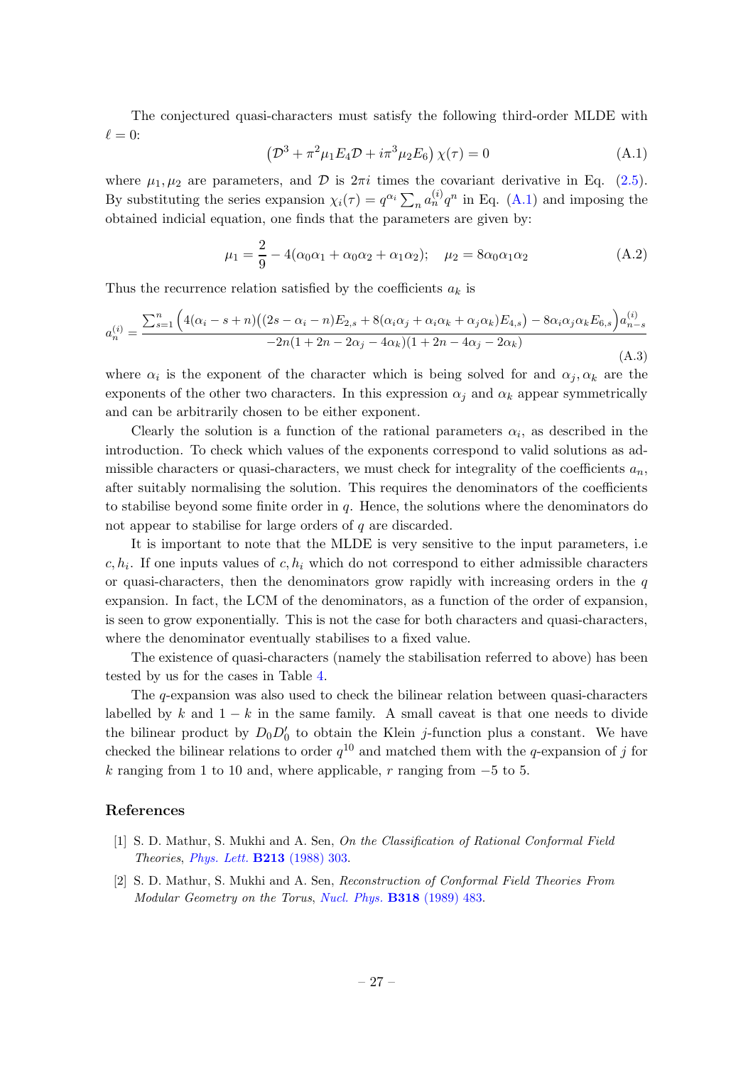The conjectured quasi-characters must satisfy the following third-order MLDE with $\ell = 0$:

$$\left(\mathcal{D}^3 + \pi^2 \mu_1 E_4 \mathcal{D} + i\pi^3 \mu_2 E_6\right)\chi(\tau) = 0 \tag{A.1}$$

where $\mu_1, \mu_2$ are parameters, and $\mathcal{D}$ is $2\pi i$ times the covariant derivative in Eq. (2.5). By substituting the series expansion $\chi_i(\tau) = q^{\alpha_i}\sum_n a_n^{(i)} q^n$ in Eq. (A.1) and imposing the obtained indicial equation, one finds that the parameters are given by:

$$\mu_1 = \frac{2}{9} - 4(\alpha_0\alpha_1 + \alpha_0\alpha_2 + \alpha_1\alpha_2); \quad \mu_2 = 8\alpha_0\alpha_1\alpha_2 \tag{A.2}$$

Thus the recurrence relation satisfied by the coefficients $a_k$ is

$$a_n^{(i)} = \frac{\sum_{s=1}^{n}\Big(4(\alpha_i - s + n)\big((2s - \alpha_i - n)E_{2,s} + 8(\alpha_i\alpha_j + \alpha_i\alpha_k + \alpha_j\alpha_k)E_{4,s}\big) - 8\alpha_i\alpha_j\alpha_k E_{6,s}\Big)a_{n-s}^{(i)}}{-2n(1 + 2n - 2\alpha_j - 4\alpha_k)(1 + 2n - 4\alpha_j - 2\alpha_k)} \tag{A.3}$$

where $\alpha_i$ is the exponent of the character which is being solved for and $\alpha_j, \alpha_k$ are the exponents of the other two characters. In this expression $\alpha_j$ and $\alpha_k$ appear symmetrically and can be arbitrarily chosen to be either exponent.

Clearly the solution is a function of the rational parameters $\alpha_i$, as described in the introduction. To check which values of the exponents correspond to valid solutions as admissible characters or quasi-characters, we must check for integrality of the coefficients $a_n$, after suitably normalising the solution. This requires the denominators of the coefficients to stabilise beyond some finite order in $q$. Hence, the solutions where the denominators do not appear to stabilise for large orders of $q$ are discarded.

It is important to note that the MLDE is very sensitive to the input parameters, i.e $c, h_i$. If one inputs values of $c, h_i$ which do not correspond to either admissible characters or quasi-characters, then the denominators grow rapidly with increasing orders in the $q$ expansion. In fact, the LCM of the denominators, as a function of the order of expansion, is seen to grow exponentially. This is not the case for both characters and quasi-characters, where the denominator eventually stabilises to a fixed value.

The existence of quasi-characters (namely the stabilisation referred to above) has been tested by us for the cases in Table 4.

The $q$-expansion was also used to check the bilinear relation between quasi-characters labelled by $k$ and $1-k$ in the same family. A small caveat is that one needs to divide the bilinear product by $D_0 D_0'$ to obtain the Klein $j$-function plus a constant. We have checked the bilinear relations to order $q^{10}$ and matched them with the $q$-expansion of $j$ for $k$ ranging from 1 to 10 and, where applicable, $r$ ranging from $-5$ to 5.

## References

[1] S. D. Mathur, S. Mukhi and A. Sen, *On the Classification of Rational Conformal Field Theories*, *Phys. Lett.* **B213** (1988) 303.

[2] S. D. Mathur, S. Mukhi and A. Sen, *Reconstruction of Conformal Field Theories From Modular Geometry on the Torus*, *Nucl. Phys.* **B318** (1989) 483.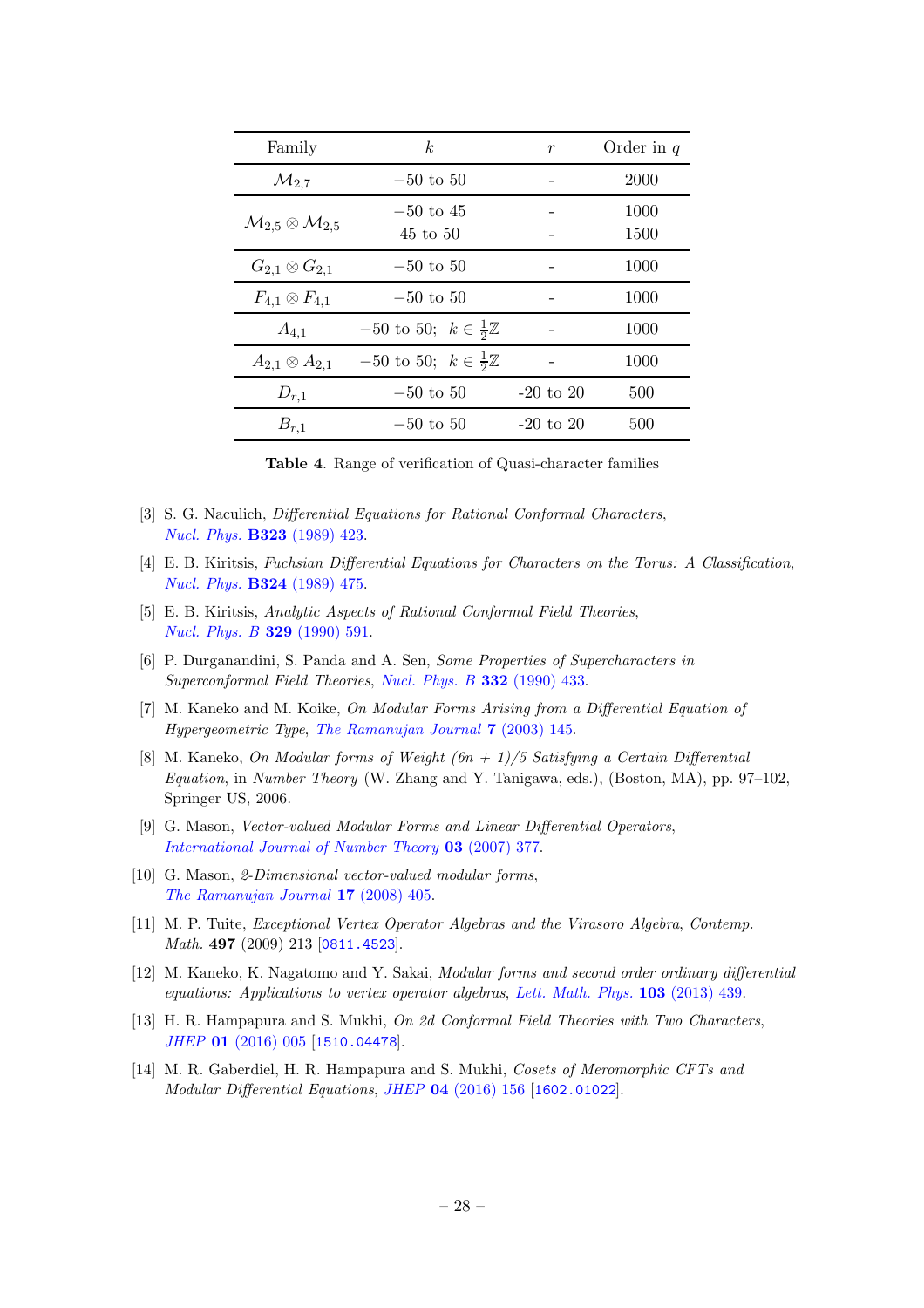| Family | $k$ | $r$ | Order in $q$ |
|---|---|---|---|
| $\mathcal{M}_{2,7}$ | $-50$ to $50$ | - | 2000 |
| $\mathcal{M}_{2,5} \otimes \mathcal{M}_{2,5}$ | $-50$ to $45$ | - | 1000 |
| | $45$ to $50$ | - | 1500 |
| $G_{2,1} \otimes G_{2,1}$ | $-50$ to $50$ | - | 1000 |
| $F_{4,1} \otimes F_{4,1}$ | $-50$ to $50$ | - | 1000 |
| $A_{4,1}$ | $-50$ to $50$; $k \in \frac{1}{2}\mathbb{Z}$ | - | 1000 |
| $A_{2,1} \otimes A_{2,1}$ | $-50$ to $50$; $k \in \frac{1}{2}\mathbb{Z}$ | - | 1000 |
| $D_{r,1}$ | $-50$ to $50$ | -20 to 20 | 500 |
| $B_{r,1}$ | $-50$ to $50$ | -20 to 20 | 500 |

**Table 4**. Range of verification of Quasi-character families

[3] S. G. Naculich, *Differential Equations for Rational Conformal Characters*, *Nucl. Phys.* **B323** (1989) 423.

[4] E. B. Kiritsis, *Fuchsian Differential Equations for Characters on the Torus: A Classification*, *Nucl. Phys.* **B324** (1989) 475.

[5] E. B. Kiritsis, *Analytic Aspects of Rational Conformal Field Theories*, *Nucl. Phys. B* **329** (1990) 591.

[6] P. Durganandini, S. Panda and A. Sen, *Some Properties of Supercharacters in Superconformal Field Theories*, *Nucl. Phys. B* **332** (1990) 433.

[7] M. Kaneko and M. Koike, *On Modular Forms Arising from a Differential Equation of Hypergeometric Type*, *The Ramanujan Journal* **7** (2003) 145.

[8] M. Kaneko, *On Modular forms of Weight (6n + 1)/5 Satisfying a Certain Differential Equation*, in *Number Theory* (W. Zhang and Y. Tanigawa, eds.), (Boston, MA), pp. 97–102, Springer US, 2006.

[9] G. Mason, *Vector-valued Modular Forms and Linear Differential Operators*, *International Journal of Number Theory* **03** (2007) 377.

[10] G. Mason, *2-Dimensional vector-valued modular forms*, *The Ramanujan Journal* **17** (2008) 405.

[11] M. P. Tuite, *Exceptional Vertex Operator Algebras and the Virasoro Algebra*, *Contemp. Math.* **497** (2009) 213 [0811.4523].

[12] M. Kaneko, K. Nagatomo and Y. Sakai, *Modular forms and second order ordinary differential equations: Applications to vertex operator algebras*, *Lett. Math. Phys.* **103** (2013) 439.

[13] H. R. Hampapura and S. Mukhi, *On 2d Conformal Field Theories with Two Characters*, *JHEP* **01** (2016) 005 [1510.04478].

[14] M. R. Gaberdiel, H. R. Hampapura and S. Mukhi, *Cosets of Meromorphic CFTs and Modular Differential Equations*, *JHEP* **04** (2016) 156 [1602.01022].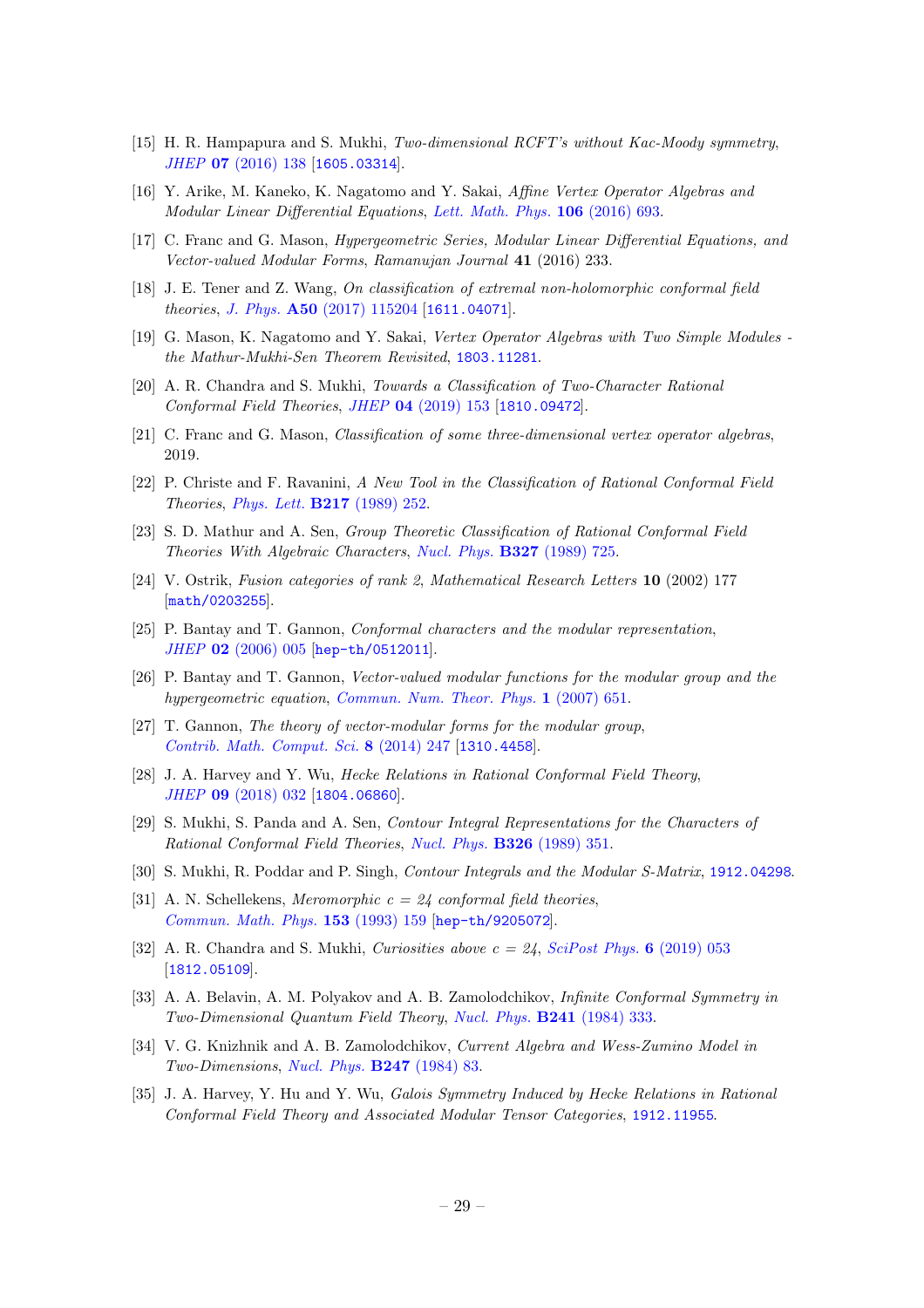[15] H. R. Hampapura and S. Mukhi, *Two-dimensional RCFT's without Kac-Moody symmetry*, *JHEP* **07** (2016) 138 [1605.03314].

[16] Y. Arike, M. Kaneko, K. Nagatomo and Y. Sakai, *Affine Vertex Operator Algebras and Modular Linear Differential Equations*, *Lett. Math. Phys.* **106** (2016) 693.

[17] C. Franc and G. Mason, *Hypergeometric Series, Modular Linear Differential Equations, and Vector-valued Modular Forms*, *Ramanujan Journal* **41** (2016) 233.

[18] J. E. Tener and Z. Wang, *On classification of extremal non-holomorphic conformal field theories*, *J. Phys.* **A50** (2017) 115204 [1611.04071].

[19] G. Mason, K. Nagatomo and Y. Sakai, *Vertex Operator Algebras with Two Simple Modules - the Mathur-Mukhi-Sen Theorem Revisited*, 1803.11281.

[20] A. R. Chandra and S. Mukhi, *Towards a Classification of Two-Character Rational Conformal Field Theories*, *JHEP* **04** (2019) 153 [1810.09472].

[21] C. Franc and G. Mason, *Classification of some three-dimensional vertex operator algebras*, 2019.

[22] P. Christe and F. Ravanini, *A New Tool in the Classification of Rational Conformal Field Theories*, *Phys. Lett.* **B217** (1989) 252.

[23] S. D. Mathur and A. Sen, *Group Theoretic Classification of Rational Conformal Field Theories With Algebraic Characters*, *Nucl. Phys.* **B327** (1989) 725.

[24] V. Ostrik, *Fusion categories of rank 2*, *Mathematical Research Letters* **10** (2002) 177 [math/0203255].

[25] P. Bantay and T. Gannon, *Conformal characters and the modular representation*, *JHEP* **02** (2006) 005 [hep-th/0512011].

[26] P. Bantay and T. Gannon, *Vector-valued modular functions for the modular group and the hypergeometric equation*, *Commun. Num. Theor. Phys.* **1** (2007) 651.

[27] T. Gannon, *The theory of vector-modular forms for the modular group*, *Contrib. Math. Comput. Sci.* **8** (2014) 247 [1310.4458].

[28] J. A. Harvey and Y. Wu, *Hecke Relations in Rational Conformal Field Theory*, *JHEP* **09** (2018) 032 [1804.06860].

[29] S. Mukhi, S. Panda and A. Sen, *Contour Integral Representations for the Characters of Rational Conformal Field Theories*, *Nucl. Phys.* **B326** (1989) 351.

[30] S. Mukhi, R. Poddar and P. Singh, *Contour Integrals and the Modular S-Matrix*, 1912.04298.

[31] A. N. Schellekens, *Meromorphic c = 24 conformal field theories*, *Commun. Math. Phys.* **153** (1993) 159 [hep-th/9205072].

[32] A. R. Chandra and S. Mukhi, *Curiosities above c = 24*, *SciPost Phys.* **6** (2019) 053 [1812.05109].

[33] A. A. Belavin, A. M. Polyakov and A. B. Zamolodchikov, *Infinite Conformal Symmetry in Two-Dimensional Quantum Field Theory*, *Nucl. Phys.* **B241** (1984) 333.

[34] V. G. Knizhnik and A. B. Zamolodchikov, *Current Algebra and Wess-Zumino Model in Two-Dimensions*, *Nucl. Phys.* **B247** (1984) 83.

[35] J. A. Harvey, Y. Hu and Y. Wu, *Galois Symmetry Induced by Hecke Relations in Rational Conformal Field Theory and Associated Modular Tensor Categories*, 1912.11955.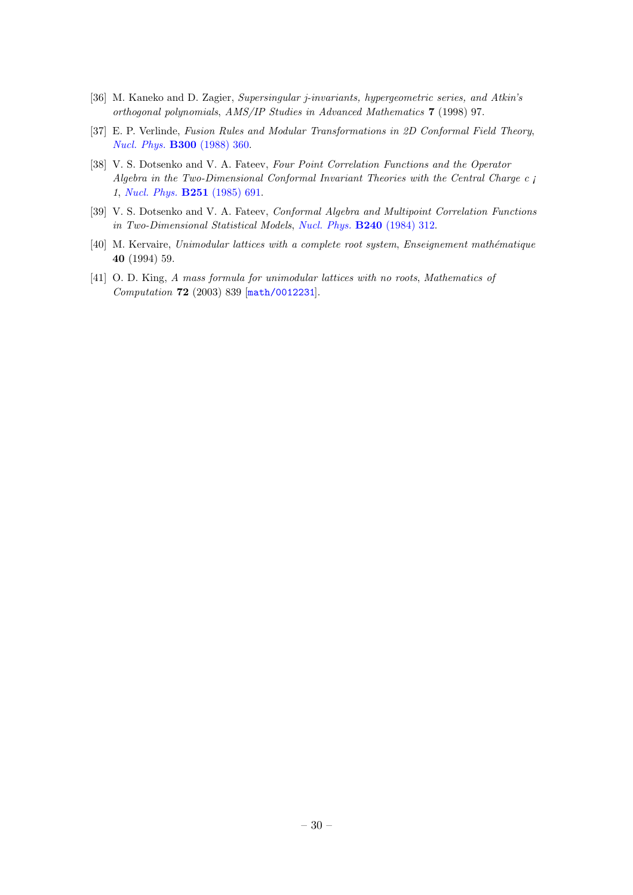[36] M. Kaneko and D. Zagier, *Supersingular j-invariants, hypergeometric series, and Atkin's orthogonal polynomials*, *AMS/IP Studies in Advanced Mathematics* **7** (1998) 97.

[37] E. P. Verlinde, *Fusion Rules and Modular Transformations in 2D Conformal Field Theory*, *Nucl. Phys.* **B300** (1988) 360.

[38] V. S. Dotsenko and V. A. Fateev, *Four Point Correlation Functions and the Operator Algebra in the Two-Dimensional Conformal Invariant Theories with the Central Charge c ¡ 1*, *Nucl. Phys.* **B251** (1985) 691.

[39] V. S. Dotsenko and V. A. Fateev, *Conformal Algebra and Multipoint Correlation Functions in Two-Dimensional Statistical Models*, *Nucl. Phys.* **B240** (1984) 312.

[40] M. Kervaire, *Unimodular lattices with a complete root system*, *Enseignement mathématique* **40** (1994) 59.

[41] O. D. King, *A mass formula for unimodular lattices with no roots*, *Mathematics of Computation* **72** (2003) 839 [math/0012231].